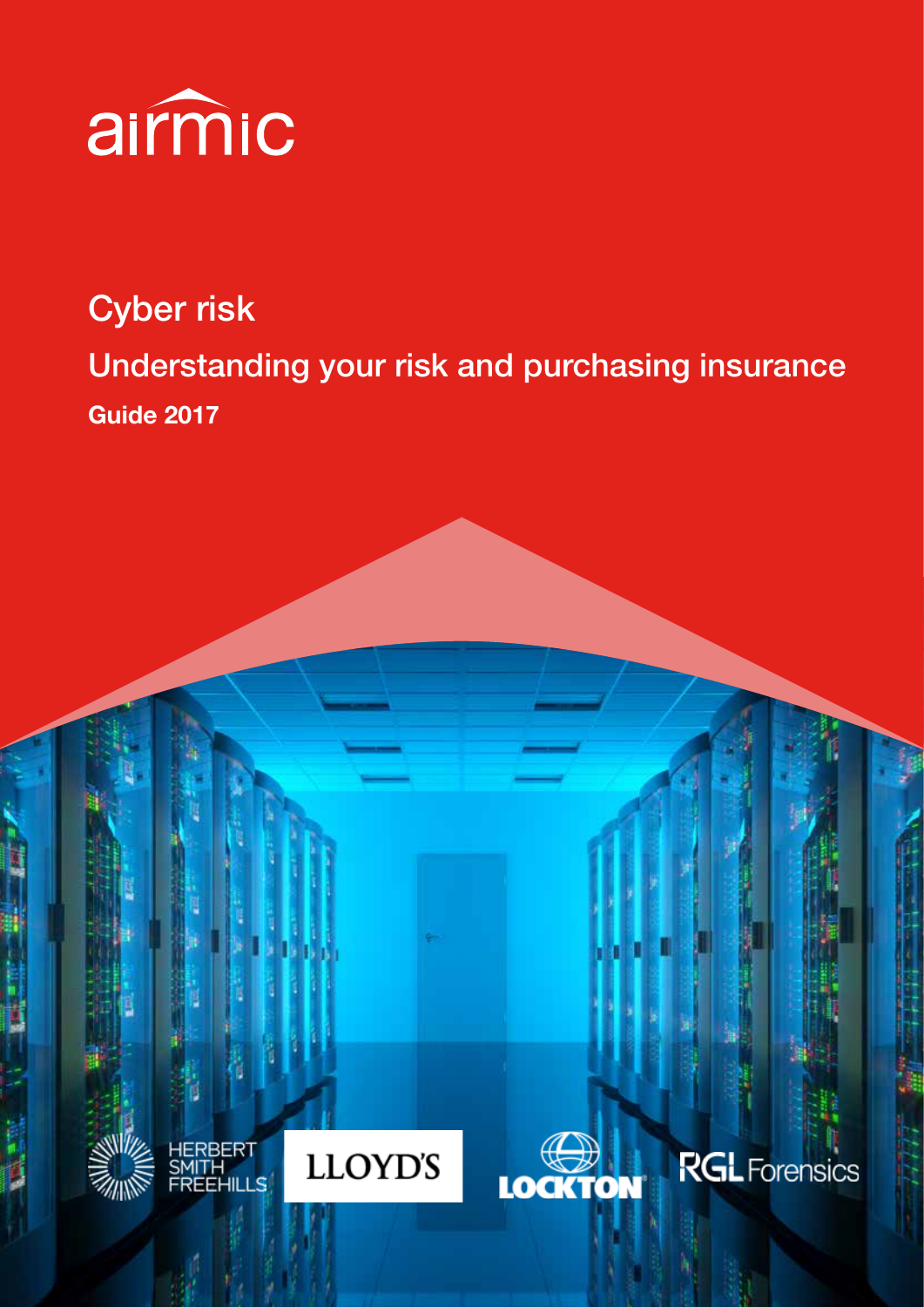airmic

# Cyber risk

## Understanding your risk and purchasing insurance

**Guide 2017**

HERBERT SMITH FREEHILLS

LLOYD'S

LOCKTON

RGL Forensics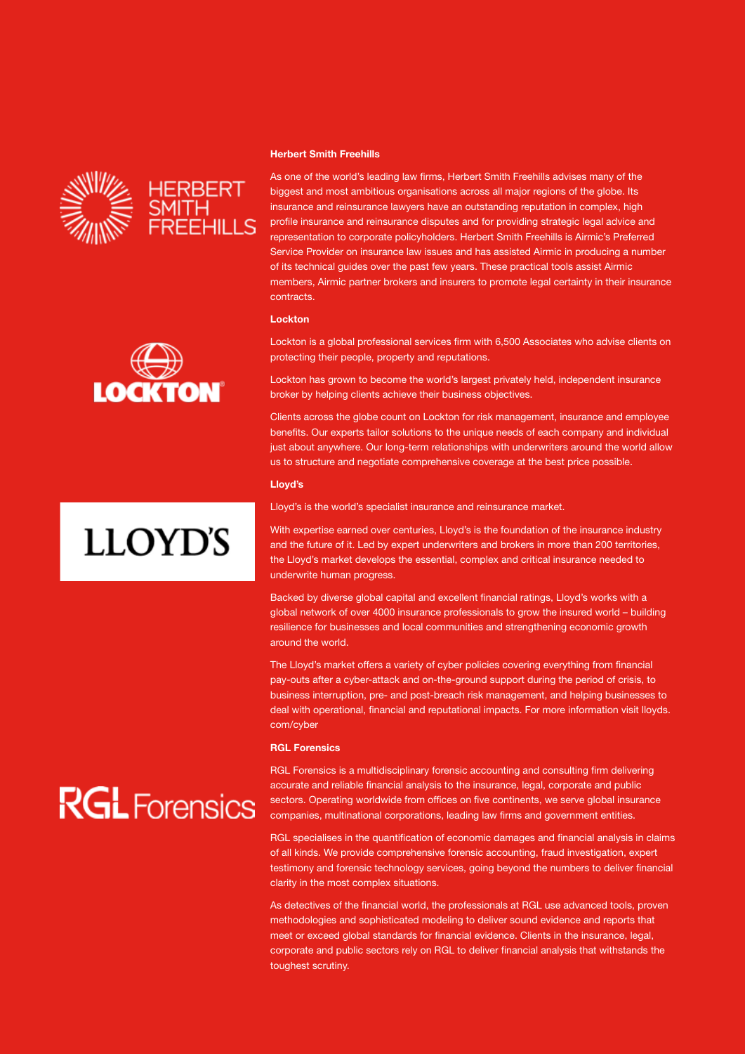### Herbert Smith Freehills

As one of the world's leading law firms, Herbert Smith Freehills advises many of the biggest and most ambitious organisations across all major regions of the globe. Its insurance and reinsurance lawyers have an outstanding reputation in complex, high profile insurance and reinsurance disputes and for providing strategic legal advice and representation to corporate policyholders. Herbert Smith Freehills is Airmic's Preferred Service Provider on insurance law issues and has assisted Airmic in producing a number of its technical guides over the past few years. These practical tools assist Airmic members, Airmic partner brokers and insurers to promote legal certainty in their insurance contracts.

### Lockton

Lockton is a global professional services firm with 6,500 Associates who advise clients on protecting their people, property and reputations.

Lockton has grown to become the world's largest privately held, independent insurance broker by helping clients achieve their business objectives.

Clients across the globe count on Lockton for risk management, insurance and employee benefits. Our experts tailor solutions to the unique needs of each company and individual just about anywhere. Our long-term relationships with underwriters around the world allow us to structure and negotiate comprehensive coverage at the best price possible.

### Lloyd's

Lloyd's is the world's specialist insurance and reinsurance market.

With expertise earned over centuries, Lloyd's is the foundation of the insurance industry and the future of it. Led by expert underwriters and brokers in more than 200 territories, the Lloyd's market develops the essential, complex and critical insurance needed to underwrite human progress.

Backed by diverse global capital and excellent financial ratings, Lloyd's works with a global network of over 4000 insurance professionals to grow the insured world – building resilience for businesses and local communities and strengthening economic growth around the world.

The Lloyd's market offers a variety of cyber policies covering everything from financial pay-outs after a cyber-attack and on-the-ground support during the period of crisis, to business interruption, pre- and post-breach risk management, and helping businesses to deal with operational, financial and reputational impacts. For more information visit lloyds.com/cyber

### RGL Forensics

RGL Forensics is a multidisciplinary forensic accounting and consulting firm delivering accurate and reliable financial analysis to the insurance, legal, corporate and public sectors. Operating worldwide from offices on five continents, we serve global insurance companies, multinational corporations, leading law firms and government entities.

RGL specialises in the quantification of economic damages and financial analysis in claims of all kinds. We provide comprehensive forensic accounting, fraud investigation, expert testimony and forensic technology services, going beyond the numbers to deliver financial clarity in the most complex situations.

As detectives of the financial world, the professionals at RGL use advanced tools, proven methodologies and sophisticated modeling to deliver sound evidence and reports that meet or exceed global standards for financial evidence. Clients in the insurance, legal, corporate and public sectors rely on RGL to deliver financial analysis that withstands the toughest scrutiny.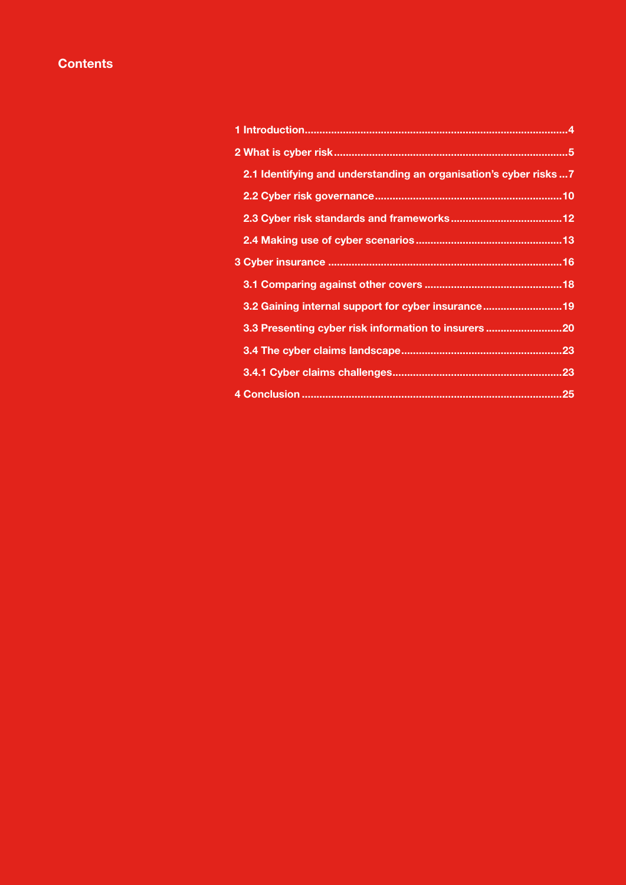# Contents

1 Introduction....................................................................................................4

2 What is cyber risk..........................................................................................5

- 2.1 Identifying and understanding an organisation's cyber risks ...7
- 2.2 Cyber risk governance............................................................10
- 2.3 Cyber risk standards and frameworks....................................12
- 2.4 Making use of cyber scenarios...............................................13

3 Cyber insurance ............................................................................................16

- 3.1 Comparing against other covers ............................................18
- 3.2 Gaining internal support for cyber insurance.........................19
- 3.3 Presenting cyber risk information to insurers ........................20
- 3.4 The cyber claims landscape....................................................23
- 3.4.1 Cyber claims challenges.......................................................23

4 Conclusion .....................................................................................................25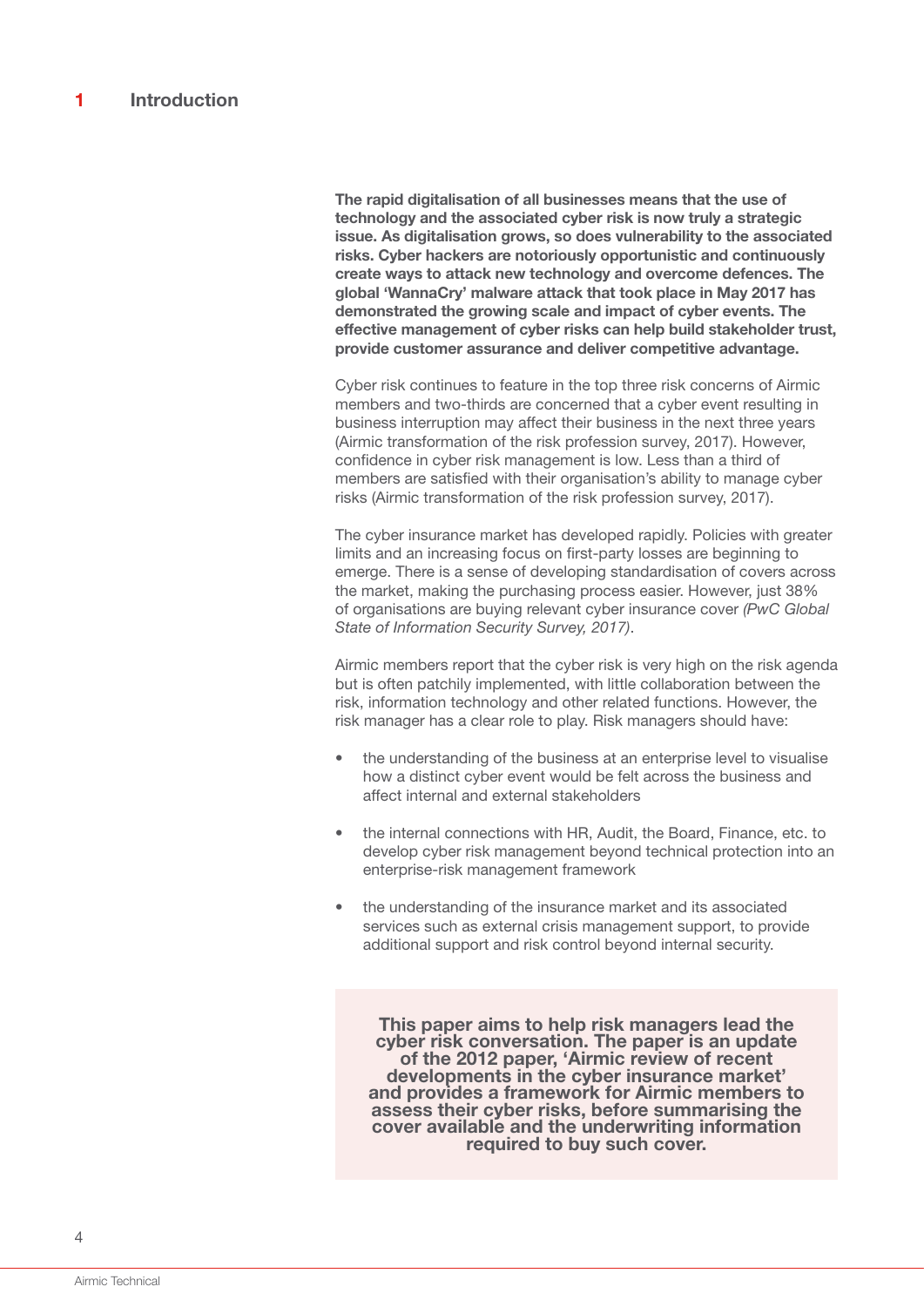# 1 Introduction

**The rapid digitalisation of all businesses means that the use of technology and the associated cyber risk is now truly a strategic issue. As digitalisation grows, so does vulnerability to the associated risks. Cyber hackers are notoriously opportunistic and continuously create ways to attack new technology and overcome defences. The global 'WannaCry' malware attack that took place in May 2017 has demonstrated the growing scale and impact of cyber events. The effective management of cyber risks can help build stakeholder trust, provide customer assurance and deliver competitive advantage.**

Cyber risk continues to feature in the top three risk concerns of Airmic members and two-thirds are concerned that a cyber event resulting in business interruption may affect their business in the next three years (Airmic transformation of the risk profession survey, 2017). However, confidence in cyber risk management is low. Less than a third of members are satisfied with their organisation's ability to manage cyber risks (Airmic transformation of the risk profession survey, 2017).

The cyber insurance market has developed rapidly. Policies with greater limits and an increasing focus on first-party losses are beginning to emerge. There is a sense of developing standardisation of covers across the market, making the purchasing process easier. However, just 38% of organisations are buying relevant cyber insurance cover *(PwC Global State of Information Security Survey, 2017)*.

Airmic members report that the cyber risk is very high on the risk agenda but is often patchily implemented, with little collaboration between the risk, information technology and other related functions. However, the risk manager has a clear role to play. Risk managers should have:

- the understanding of the business at an enterprise level to visualise how a distinct cyber event would be felt across the business and affect internal and external stakeholders
- the internal connections with HR, Audit, the Board, Finance, etc. to develop cyber risk management beyond technical protection into an enterprise-risk management framework
- the understanding of the insurance market and its associated services such as external crisis management support, to provide additional support and risk control beyond internal security.

**This paper aims to help risk managers lead the cyber risk conversation. The paper is an update of the 2012 paper, 'Airmic review of recent developments in the cyber insurance market' and provides a framework for Airmic members to assess their cyber risks, before summarising the cover available and the underwriting information required to buy such cover.**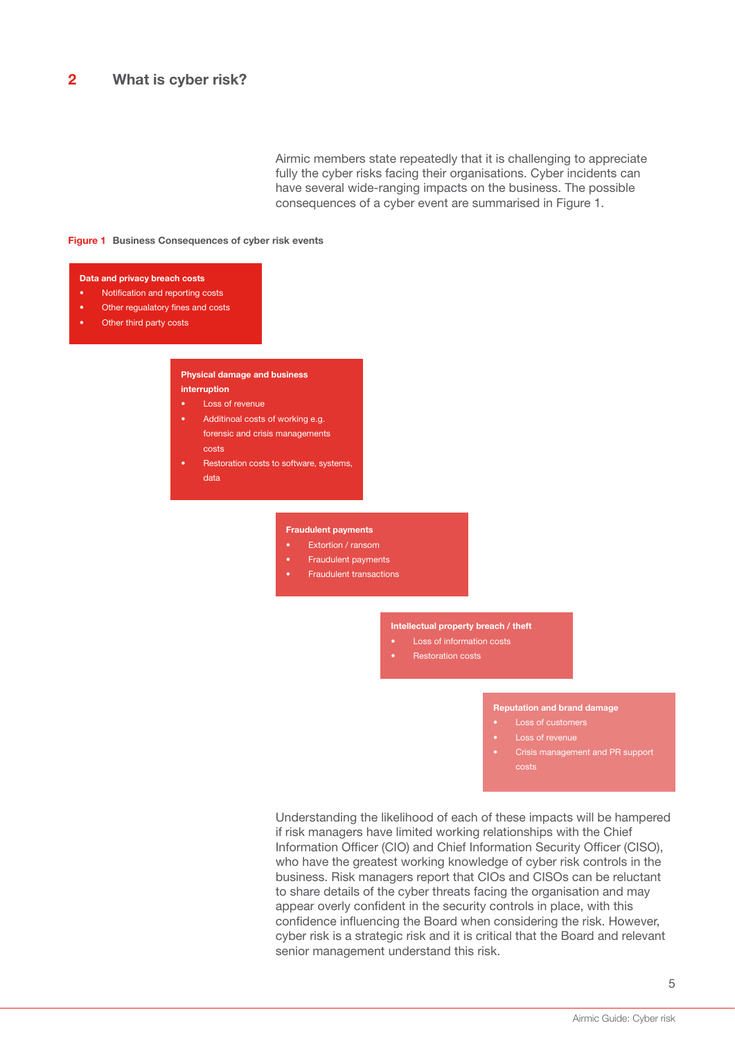## 2 What is cyber risk?

Airmic members state repeatedly that it is challenging to appreciate fully the cyber risks facing their organisations. Cyber incidents can have several wide-ranging impacts on the business. The possible consequences of a cyber event are summarised in Figure 1.

**Figure 1** **Business Consequences of cyber risk events**

**Data and privacy breach costs**
- Notification and reporting costs
- Other regualatory fines and costs
- Other third party costs

**Physical damage and business interruption**
- Loss of revenue
- Additinoal costs of working e.g. forensic and crisis managements costs
- Restoration costs to software, systems, data

**Fraudulent payments**
- Extortion / ransom
- Fraudulent payments
- Fraudulent transactions

**Intellectual property breach / theft**
- Loss of information costs
- Restoration costs

**Reputation and brand damage**
- Loss of customers
- Loss of revenue
- Crisis management and PR support costs

Understanding the likelihood of each of these impacts will be hampered if risk managers have limited working relationships with the Chief Information Officer (CIO) and Chief Information Security Officer (CISO), who have the greatest working knowledge of cyber risk controls in the business. Risk managers report that CIOs and CISOs can be reluctant to share details of the cyber threats facing the organisation and may appear overly confident in the security controls in place, with this confidence influencing the Board when considering the risk. However, cyber risk is a strategic risk and it is critical that the Board and relevant senior management understand this risk.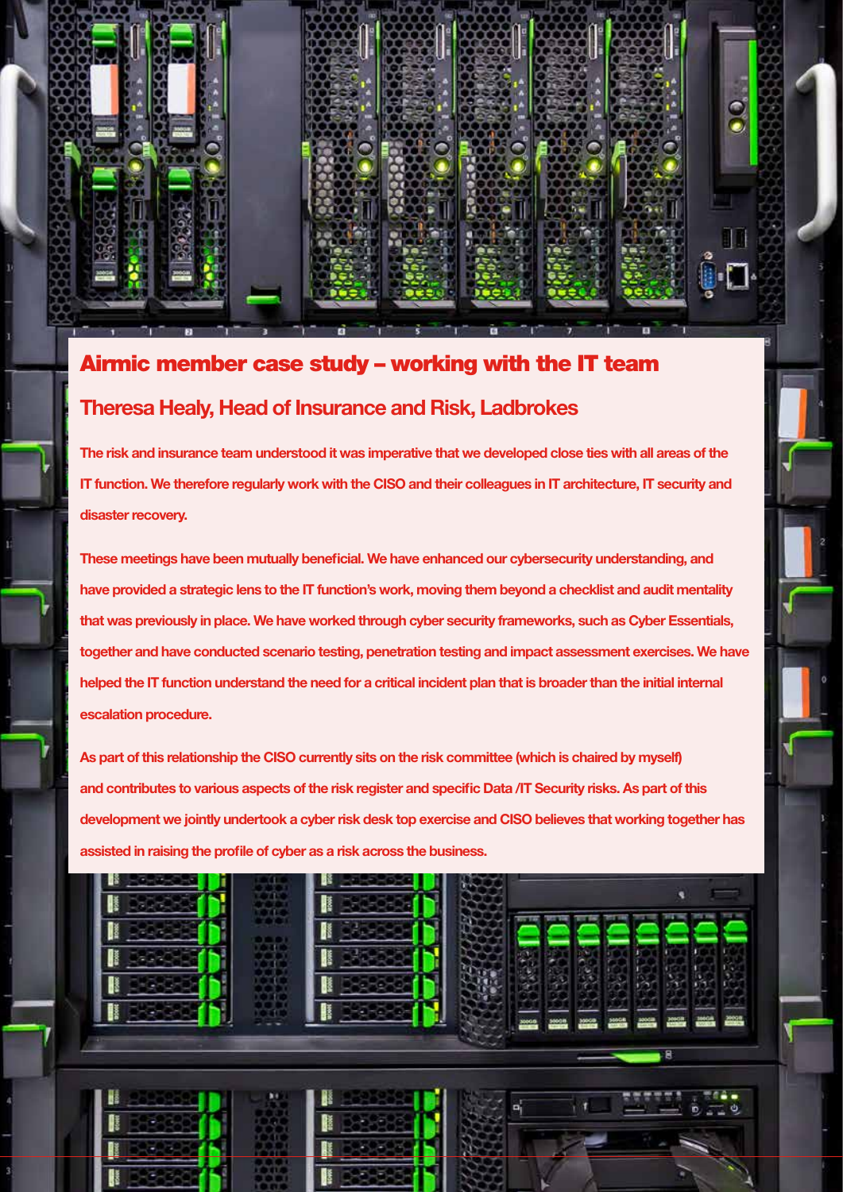## Airmic member case study – working with the IT team

### Theresa Healy, Head of Insurance and Risk, Ladbrokes

The risk and insurance team understood it was imperative that we developed close ties with all areas of the IT function. We therefore regularly work with the CISO and their colleagues in IT architecture, IT security and disaster recovery.

These meetings have been mutually beneficial. We have enhanced our cybersecurity understanding, and have provided a strategic lens to the IT function's work, moving them beyond a checklist and audit mentality that was previously in place. We have worked through cyber security frameworks, such as Cyber Essentials, together and have conducted scenario testing, penetration testing and impact assessment exercises. We have helped the IT function understand the need for a critical incident plan that is broader than the initial internal escalation procedure.

As part of this relationship the CISO currently sits on the risk committee (which is chaired by myself) and contributes to various aspects of the risk register and specific Data /IT Security risks. As part of this development we jointly undertook a cyber risk desk top exercise and CISO believes that working together has assisted in raising the profile of cyber as a risk across the business.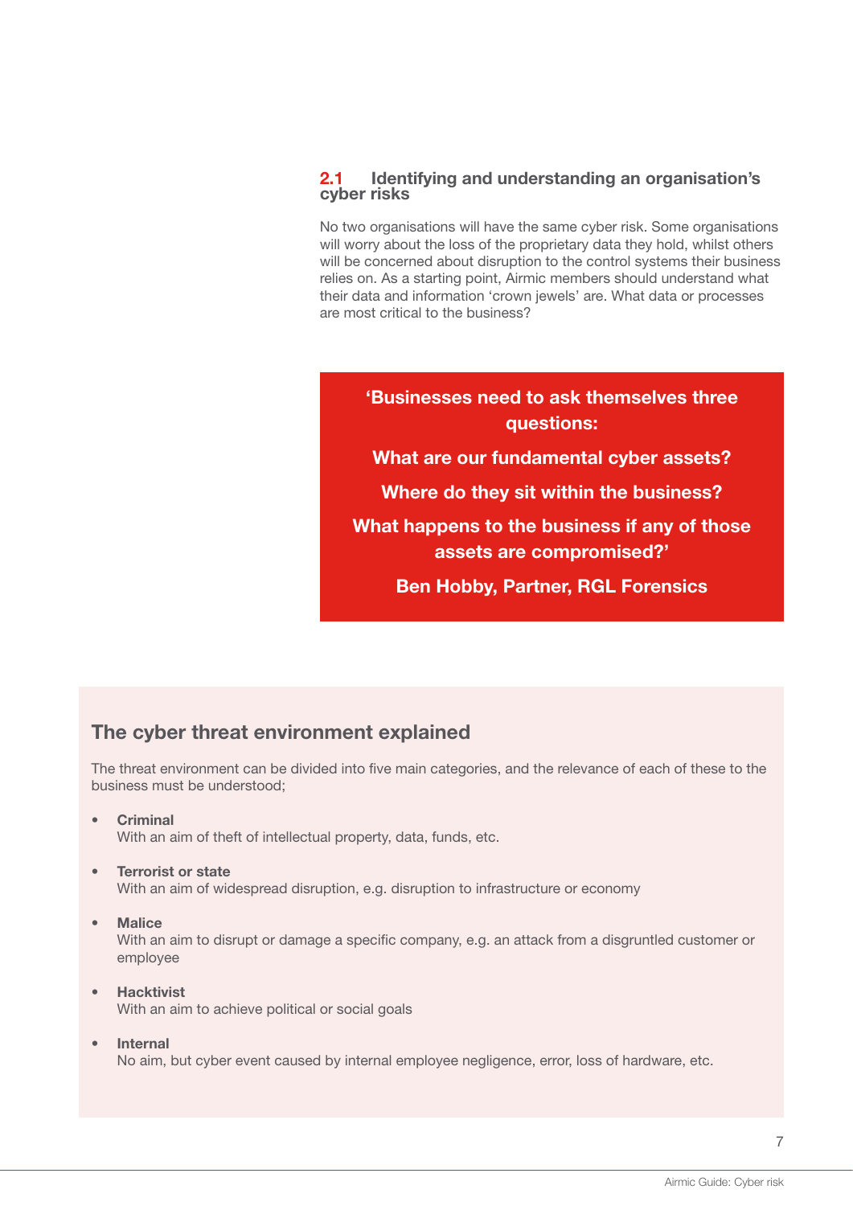## 2.1 Identifying and understanding an organisation's cyber risks

No two organisations will have the same cyber risk. Some organisations will worry about the loss of the proprietary data they hold, whilst others will be concerned about disruption to the control systems their business relies on. As a starting point, Airmic members should understand what their data and information 'crown jewels' are. What data or processes are most critical to the business?

> **'Businesses need to ask themselves three questions:**
>
> **What are our fundamental cyber assets?**
>
> **Where do they sit within the business?**
>
> **What happens to the business if any of those assets are compromised?'**
>
> **Ben Hobby, Partner, RGL Forensics**

### The cyber threat environment explained

The threat environment can be divided into five main categories, and the relevance of each of these to the business must be understood;

- **Criminal**
  With an aim of theft of intellectual property, data, funds, etc.
- **Terrorist or state**
  With an aim of widespread disruption, e.g. disruption to infrastructure or economy
- **Malice**
  With an aim to disrupt or damage a specific company, e.g. an attack from a disgruntled customer or employee
- **Hacktivist**
  With an aim to achieve political or social goals
- **Internal**
  No aim, but cyber event caused by internal employee negligence, error, loss of hardware, etc.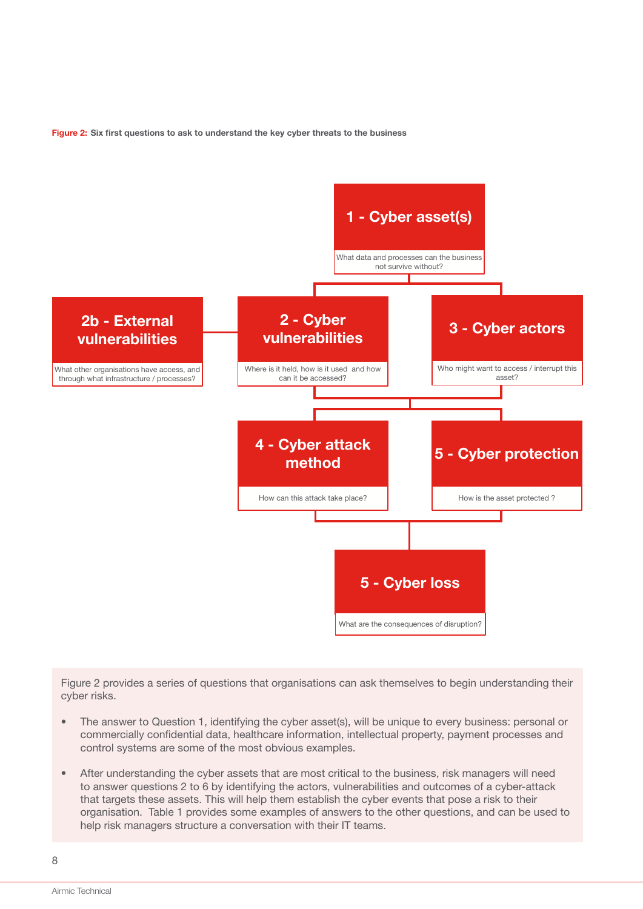**Figure 2:** Six first questions to ask to understand the key cyber threats to the business

**1 - Cyber asset(s)**
What data and processes can the business not survive without?

**2b - External vulnerabilities**
What other organisations have access, and through what infrastructure / processes?

**2 - Cyber vulnerabilities**
Where is it held, how is it used and how can it be accessed?

**3 - Cyber actors**
Who might want to access / interrupt this asset?

**4 - Cyber attack method**
How can this attack take place?

**5 - Cyber protection**
How is the asset protected ?

**5 - Cyber loss**
What are the consequences of disruption?

Figure 2 provides a series of questions that organisations can ask themselves to begin understanding their cyber risks.

- The answer to Question 1, identifying the cyber asset(s), will be unique to every business: personal or commercially confidential data, healthcare information, intellectual property, payment processes and control systems are some of the most obvious examples.
- After understanding the cyber assets that are most critical to the business, risk managers will need to answer questions 2 to 6 by identifying the actors, vulnerabilities and outcomes of a cyber-attack that targets these assets. This will help them establish the cyber events that pose a risk to their organisation. Table 1 provides some examples of answers to the other questions, and can be used to help risk managers structure a conversation with their IT teams.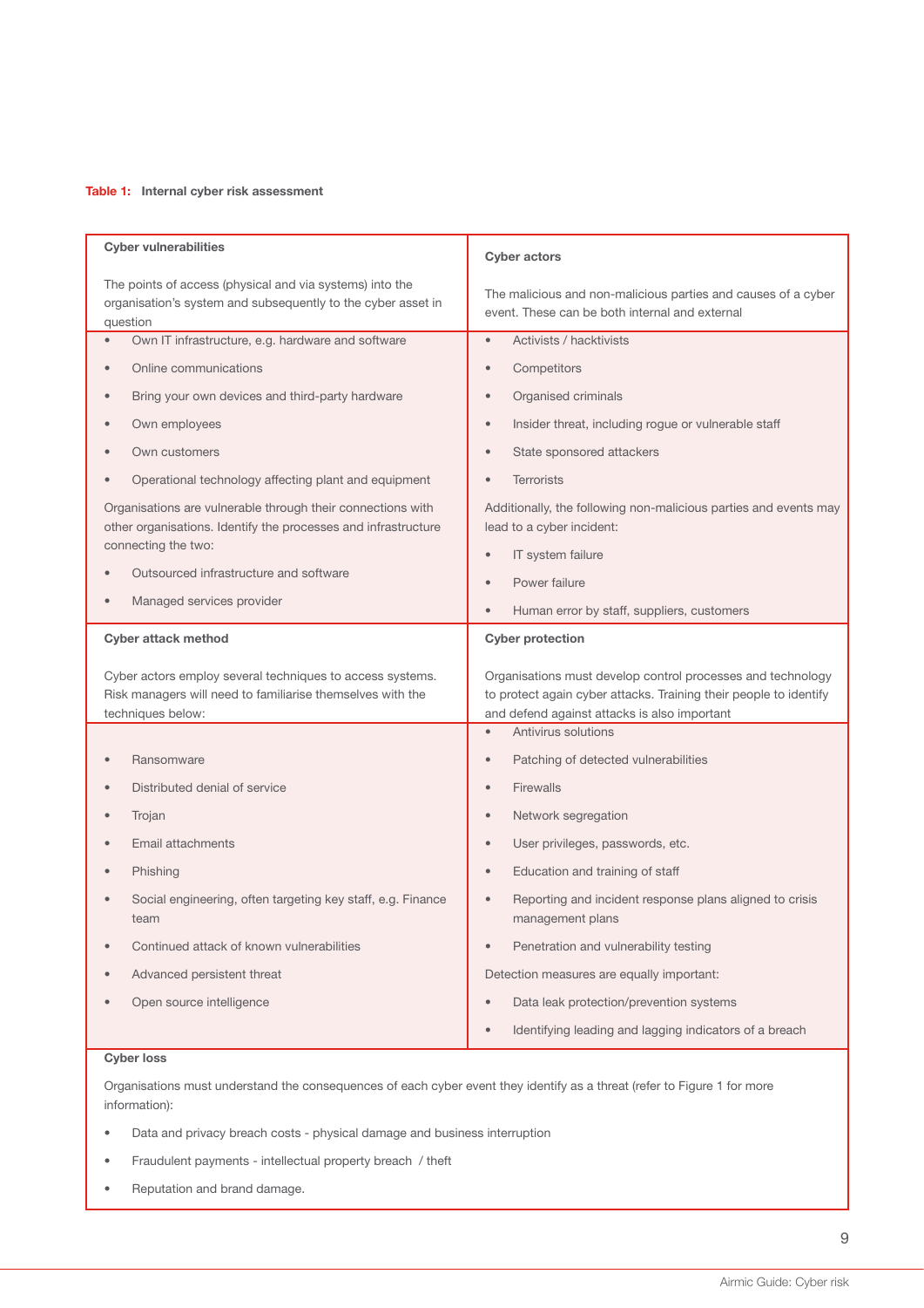**Table 1: Internal cyber risk assessment**

| Cyber vulnerabilities | Cyber actors |
|---|---|
| The points of access (physical and via systems) into the organisation's system and subsequently to the cyber asset in question | The malicious and non-malicious parties and causes of a cyber event. These can be both internal and external |
| • Own IT infrastructure, e.g. hardware and software<br>• Online communications<br>• Bring your own devices and third-party hardware<br>• Own employees<br>• Own customers<br>• Operational technology affecting plant and equipment<br>Organisations are vulnerable through their connections with other organisations. Identify the processes and infrastructure connecting the two:<br>• Outsourced infrastructure and software<br>• Managed services provider | • Activists / hacktivists<br>• Competitors<br>• Organised criminals<br>• Insider threat, including rogue or vulnerable staff<br>• State sponsored attackers<br>• Terrorists<br>Additionally, the following non-malicious parties and events may lead to a cyber incident:<br>• IT system failure<br>• Power failure<br>• Human error by staff, suppliers, customers |
| **Cyber attack method** | **Cyber protection** |
| Cyber actors employ several techniques to access systems. Risk managers will need to familiarise themselves with the techniques below: | Organisations must develop control processes and technology to protect again cyber attacks. Training their people to identify and defend against attacks is also important |
| • Ransomware<br>• Distributed denial of service<br>• Trojan<br>• Email attachments<br>• Phishing<br>• Social engineering, often targeting key staff, e.g. Finance team<br>• Continued attack of known vulnerabilities<br>• Advanced persistent threat<br>• Open source intelligence | • Antivirus solutions<br>• Patching of detected vulnerabilities<br>• Firewalls<br>• Network segregation<br>• User privileges, passwords, etc.<br>• Education and training of staff<br>• Reporting and incident response plans aligned to crisis management plans<br>• Penetration and vulnerability testing<br>Detection measures are equally important:<br>• Data leak protection/prevention systems<br>• Identifying leading and lagging indicators of a breach |
| **Cyber loss** | |
| Organisations must understand the consequences of each cyber event they identify as a threat (refer to Figure 1 for more information):<br>• Data and privacy breach costs - physical damage and business interruption<br>• Fraudulent payments - intellectual property breach / theft<br>• Reputation and brand damage. | |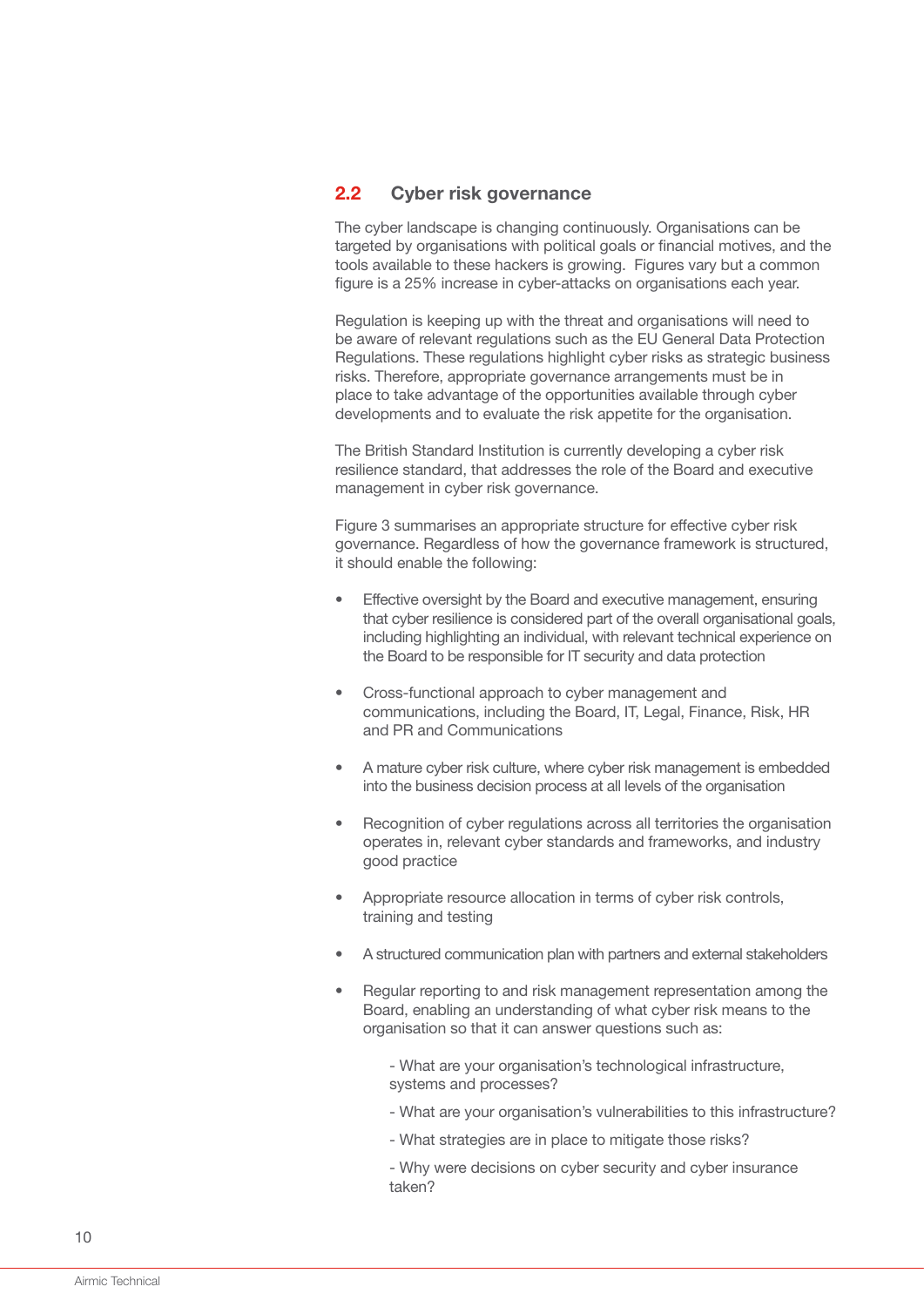## 2.2 Cyber risk governance

The cyber landscape is changing continuously. Organisations can be targeted by organisations with political goals or financial motives, and the tools available to these hackers is growing. Figures vary but a common figure is a 25% increase in cyber-attacks on organisations each year.

Regulation is keeping up with the threat and organisations will need to be aware of relevant regulations such as the EU General Data Protection Regulations. These regulations highlight cyber risks as strategic business risks. Therefore, appropriate governance arrangements must be in place to take advantage of the opportunities available through cyber developments and to evaluate the risk appetite for the organisation.

The British Standard Institution is currently developing a cyber risk resilience standard, that addresses the role of the Board and executive management in cyber risk governance.

Figure 3 summarises an appropriate structure for effective cyber risk governance. Regardless of how the governance framework is structured, it should enable the following:

- Effective oversight by the Board and executive management, ensuring that cyber resilience is considered part of the overall organisational goals, including highlighting an individual, with relevant technical experience on the Board to be responsible for IT security and data protection
- Cross-functional approach to cyber management and communications, including the Board, IT, Legal, Finance, Risk, HR and PR and Communications
- A mature cyber risk culture, where cyber risk management is embedded into the business decision process at all levels of the organisation
- Recognition of cyber regulations across all territories the organisation operates in, relevant cyber standards and frameworks, and industry good practice
- Appropriate resource allocation in terms of cyber risk controls, training and testing
- A structured communication plan with partners and external stakeholders
- Regular reporting to and risk management representation among the Board, enabling an understanding of what cyber risk means to the organisation so that it can answer questions such as:

    - What are your organisation's technological infrastructure, systems and processes?

    - What are your organisation's vulnerabilities to this infrastructure?

    - What strategies are in place to mitigate those risks?

    - Why were decisions on cyber security and cyber insurance taken?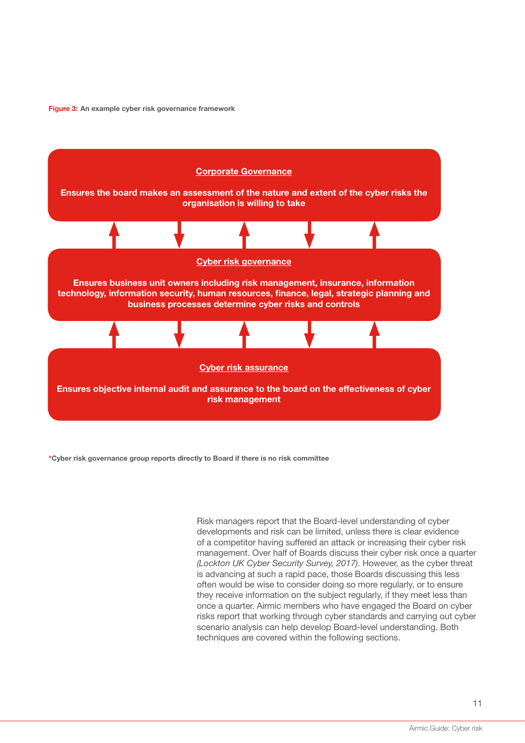**Figure 3:** An example cyber risk governance framework

**Corporate Governance**

**Ensures the board makes an assessment of the nature and extent of the cyber risks the organisation is willing to take**

**Cyber risk governance**

**Ensures business unit owners including risk management, insurance, information technology, information security, human resources, finance, legal, strategic planning and business processes determine cyber risks and controls**

**Cyber risk assurance**

**Ensures objective internal audit and assurance to the board on the effectiveness of cyber risk management**

*Cyber risk governance group reports directly to Board if there is no risk committee

Risk managers report that the Board-level understanding of cyber developments and risk can be limited, unless there is clear evidence of a competitor having suffered an attack or increasing their cyber risk management. Over half of Boards discuss their cyber risk once a quarter *(Lockton UK Cyber Security Survey, 2017)*. However, as the cyber threat is advancing at such a rapid pace, those Boards discussing this less often would be wise to consider doing so more regularly, or to ensure they receive information on the subject regularly, if they meet less than once a quarter. Airmic members who have engaged the Board on cyber risks report that working through cyber standards and carrying out cyber scenario analysis can help develop Board-level understanding. Both techniques are covered within the following sections.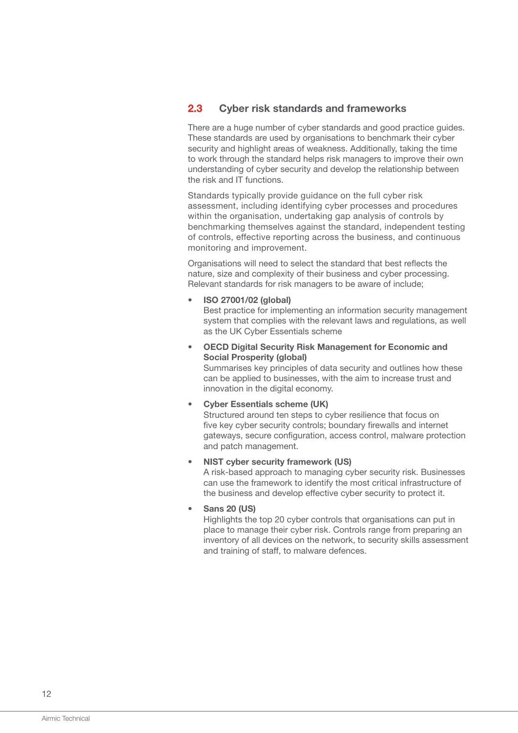## 2.3 Cyber risk standards and frameworks

There are a huge number of cyber standards and good practice guides. These standards are used by organisations to benchmark their cyber security and highlight areas of weakness. Additionally, taking the time to work through the standard helps risk managers to improve their own understanding of cyber security and develop the relationship between the risk and IT functions.

Standards typically provide guidance on the full cyber risk assessment, including identifying cyber processes and procedures within the organisation, undertaking gap analysis of controls by benchmarking themselves against the standard, independent testing of controls, effective reporting across the business, and continuous monitoring and improvement.

Organisations will need to select the standard that best reflects the nature, size and complexity of their business and cyber processing. Relevant standards for risk managers to be aware of include;

- **ISO 27001/02 (global)**
  Best practice for implementing an information security management system that complies with the relevant laws and regulations, as well as the UK Cyber Essentials scheme
- **OECD Digital Security Risk Management for Economic and Social Prosperity (global)**
  Summarises key principles of data security and outlines how these can be applied to businesses, with the aim to increase trust and innovation in the digital economy.
- **Cyber Essentials scheme (UK)**
  Structured around ten steps to cyber resilience that focus on five key cyber security controls; boundary firewalls and internet gateways, secure configuration, access control, malware protection and patch management.
- **NIST cyber security framework (US)**
  A risk-based approach to managing cyber security risk. Businesses can use the framework to identify the most critical infrastructure of the business and develop effective cyber security to protect it.
- **Sans 20 (US)**
  Highlights the top 20 cyber controls that organisations can put in place to manage their cyber risk. Controls range from preparing an inventory of all devices on the network, to security skills assessment and training of staff, to malware defences.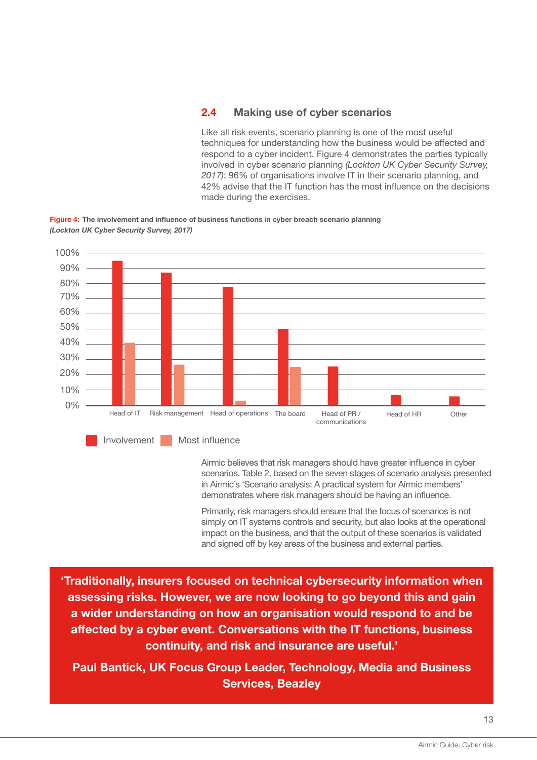## 2.4 Making use of cyber scenarios

Like all risk events, scenario planning is one of the most useful techniques for understanding how the business would be affected and respond to a cyber incident. Figure 4 demonstrates the parties typically involved in cyber scenario planning *(Lockton UK Cyber Security Survey, 2017)*: 96% of organisations involve IT in their scenario planning, and 42% advise that the IT function has the most influence on the decisions made during the exercises.

**Figure 4: The involvement and influence of business functions in cyber breach scenario planning** ***(Lockton UK Cyber Security Survey, 2017)***

Involvement / Most influence

Head of IT · Risk management · Head of operations · The board · Head of PR / communications · Head of HR · Other

Airmic believes that risk managers should have greater influence in cyber scenarios. Table 2, based on the seven stages of scenario analysis presented in Airmic's 'Scenario analysis: A practical system for Airmic members' demonstrates where risk managers should be having an influence.

Primarily, risk managers should ensure that the focus of scenarios is not simply on IT systems controls and security, but also looks at the operational impact on the business, and that the output of these scenarios is validated and signed off by key areas of the business and external parties.

> **'Traditionally, insurers focused on technical cybersecurity information when assessing risks. However, we are now looking to go beyond this and gain a wider understanding on how an organisation would respond to and be affected by a cyber event. Conversations with the IT functions, business continuity, and risk and insurance are useful.'**
>
> **Paul Bantick, UK Focus Group Leader, Technology, Media and Business Services, Beazley**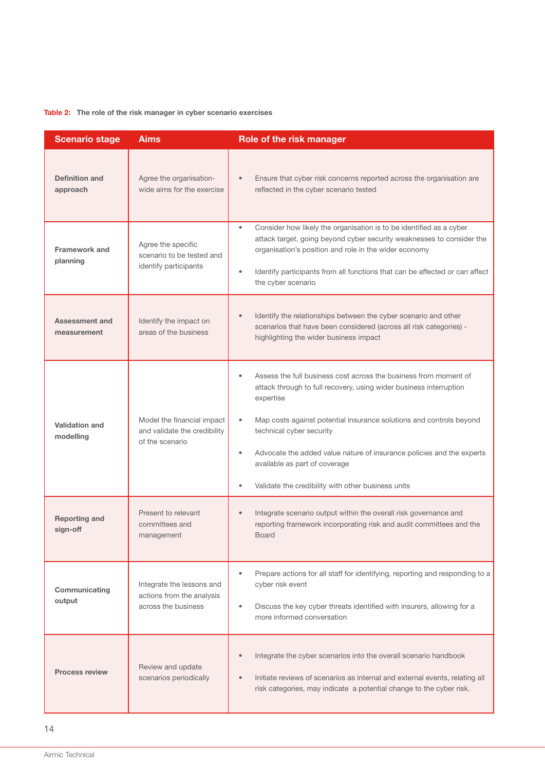**Table 2: The role of the risk manager in cyber scenario exercises**

| Scenario stage | Aims | Role of the risk manager |
|---|---|---|
| **Definition and approach** | Agree the organisation-wide aims for the exercise | • Ensure that cyber risk concerns reported across the organisation are reflected in the cyber scenario tested |
| **Framework and planning** | Agree the specific scenario to be tested and identify participants | • Consider how likely the organisation is to be identified as a cyber attack target, going beyond cyber security weaknesses to consider the organisation's position and role in the wider economy<br>• Identify participants from all functions that can be affected or can affect the cyber scenario |
| **Assessment and measurement** | Identify the impact on areas of the business | • Identify the relationships between the cyber scenario and other scenarios that have been considered (across all risk categories) - highlighting the wider business impact |
| **Validation and modelling** | Model the financial impact and validate the credibility of the scenario | • Assess the full business cost across the business from moment of attack through to full recovery, using wider business interruption expertise<br>• Map costs against potential insurance solutions and controls beyond technical cyber security<br>• Advocate the added value nature of insurance policies and the experts available as part of coverage<br>• Validate the credibility with other business units |
| **Reporting and sign-off** | Present to relevant committees and management | • Integrate scenario output within the overall risk governance and reporting framework incorporating risk and audit committees and the Board |
| **Communicating output** | Integrate the lessons and actions from the analysis across the business | • Prepare actions for all staff for identifying, reporting and responding to a cyber risk event<br>• Discuss the key cyber threats identified with insurers, allowing for a more informed conversation |
| **Process review** | Review and update scenarios periodically | • Integrate the cyber scenarios into the overall scenario handbook<br>• Initiate reviews of scenarios as internal and external events, relating all risk categories, may indicate a potential change to the cyber risk. |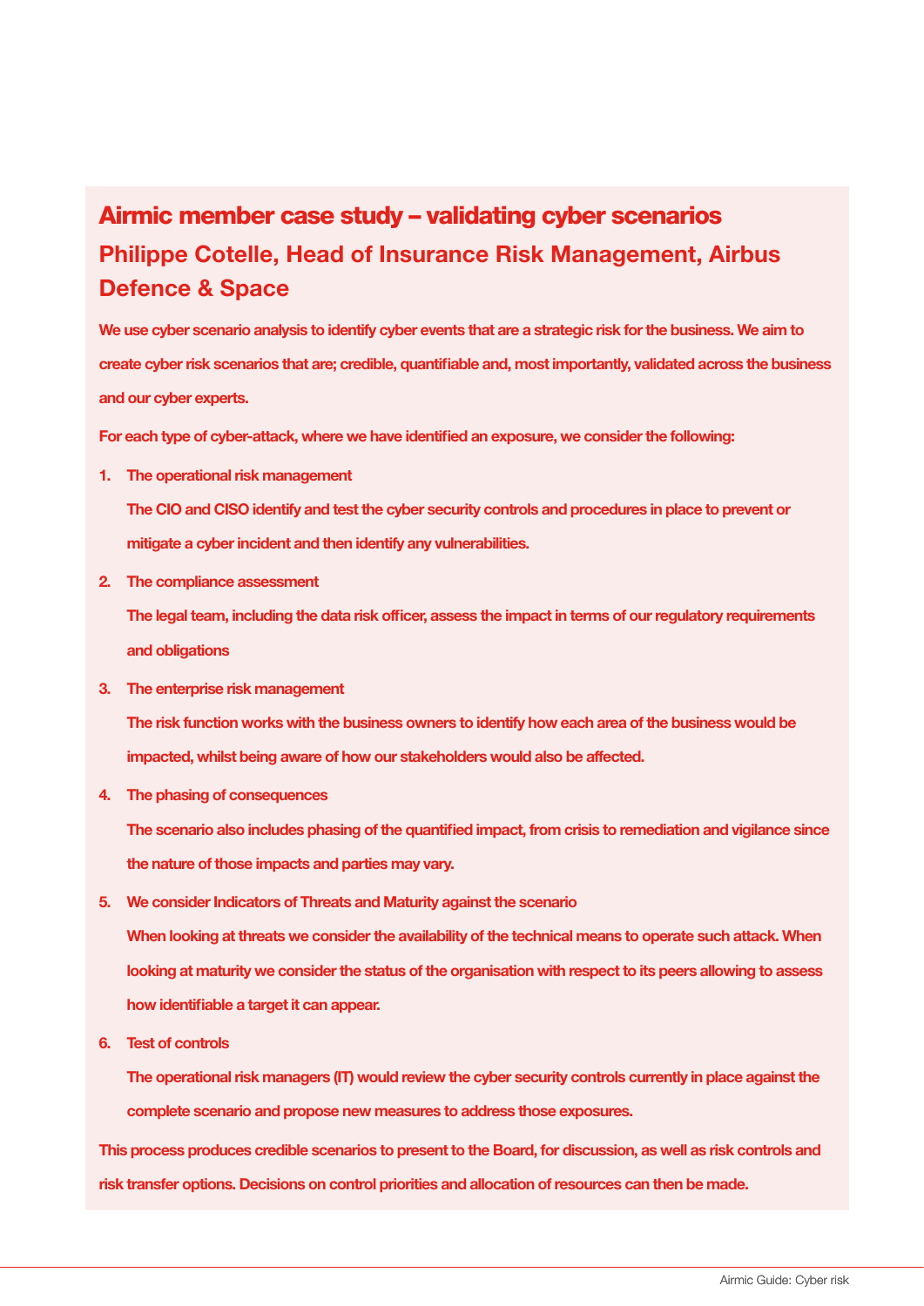## Airmic member case study – validating cyber scenarios

### Philippe Cotelle, Head of Insurance Risk Management, Airbus Defence & Space

**We use cyber scenario analysis to identify cyber events that are a strategic risk for the business. We aim to create cyber risk scenarios that are; credible, quantifiable and, most importantly, validated across the business and our cyber experts.**

**For each type of cyber-attack, where we have identified an exposure, we consider the following:**

1. **The operational risk management**

   **The CIO and CISO identify and test the cyber security controls and procedures in place to prevent or mitigate a cyber incident and then identify any vulnerabilities.**

2. **The compliance assessment**

   **The legal team, including the data risk officer, assess the impact in terms of our regulatory requirements and obligations**

3. **The enterprise risk management**

   **The risk function works with the business owners to identify how each area of the business would be impacted, whilst being aware of how our stakeholders would also be affected.**

4. **The phasing of consequences**

   **The scenario also includes phasing of the quantified impact, from crisis to remediation and vigilance since the nature of those impacts and parties may vary.**

5. **We consider Indicators of Threats and Maturity against the scenario**

   **When looking at threats we consider the availability of the technical means to operate such attack. When looking at maturity we consider the status of the organisation with respect to its peers allowing to assess how identifiable a target it can appear.**

6. **Test of controls**

   **The operational risk managers (IT) would review the cyber security controls currently in place against the complete scenario and propose new measures to address those exposures.**

**This process produces credible scenarios to present to the Board, for discussion, as well as risk controls and risk transfer options. Decisions on control priorities and allocation of resources can then be made.**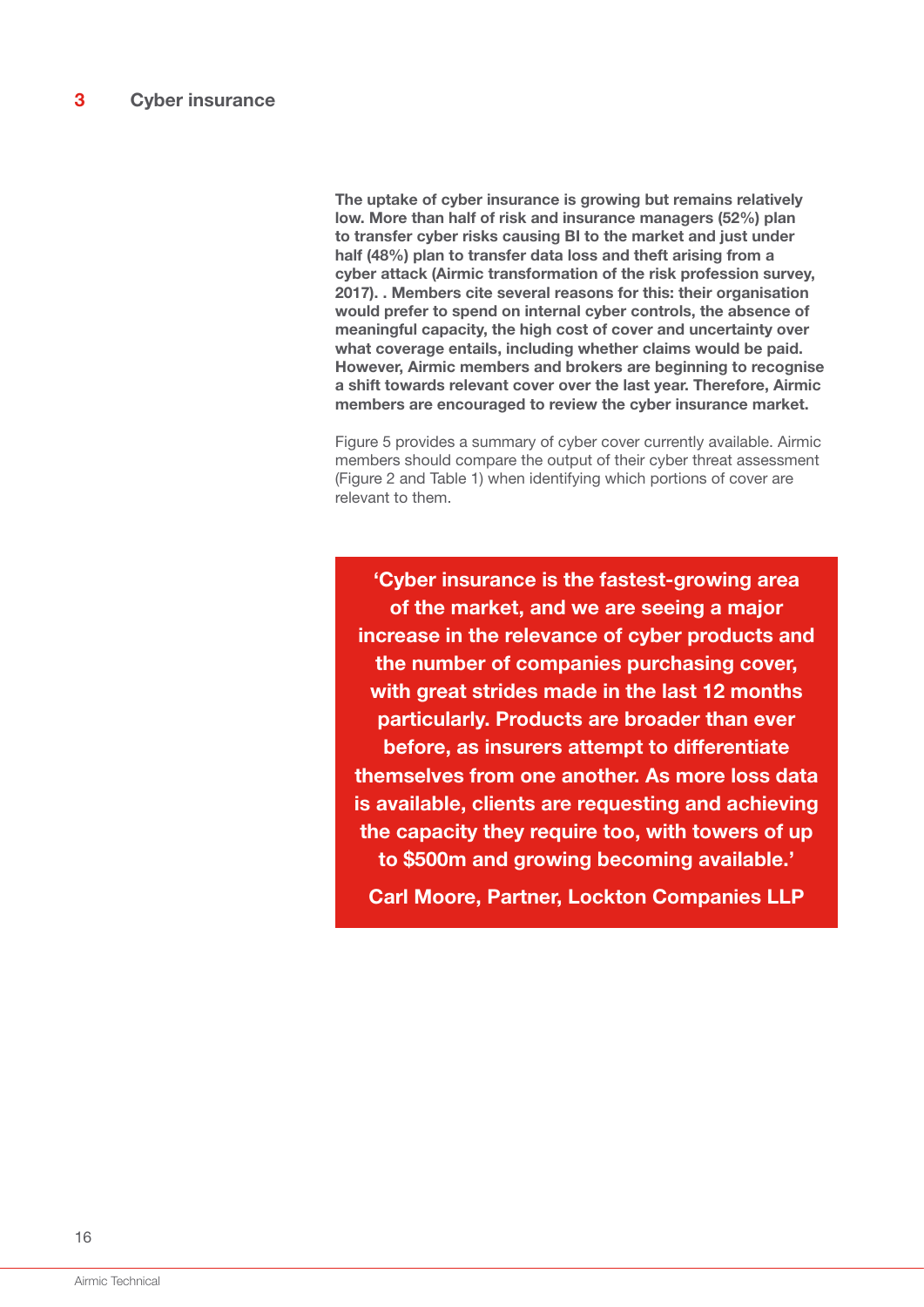# 3 Cyber insurance

**The uptake of cyber insurance is growing but remains relatively low. More than half of risk and insurance managers (52%) plan to transfer cyber risks causing BI to the market and just under half (48%) plan to transfer data loss and theft arising from a cyber attack (Airmic transformation of the risk profession survey, 2017). . Members cite several reasons for this: their organisation would prefer to spend on internal cyber controls, the absence of meaningful capacity, the high cost of cover and uncertainty over what coverage entails, including whether claims would be paid. However, Airmic members and brokers are beginning to recognise a shift towards relevant cover over the last year. Therefore, Airmic members are encouraged to review the cyber insurance market.**

Figure 5 provides a summary of cyber cover currently available. Airmic members should compare the output of their cyber threat assessment (Figure 2 and Table 1) when identifying which portions of cover are relevant to them.

> **'Cyber insurance is the fastest-growing area of the market, and we are seeing a major increase in the relevance of cyber products and the number of companies purchasing cover, with great strides made in the last 12 months particularly. Products are broader than ever before, as insurers attempt to differentiate themselves from one another. As more loss data is available, clients are requesting and achieving the capacity they require too, with towers of up to $500m and growing becoming available.'**
>
> **Carl Moore, Partner, Lockton Companies LLP**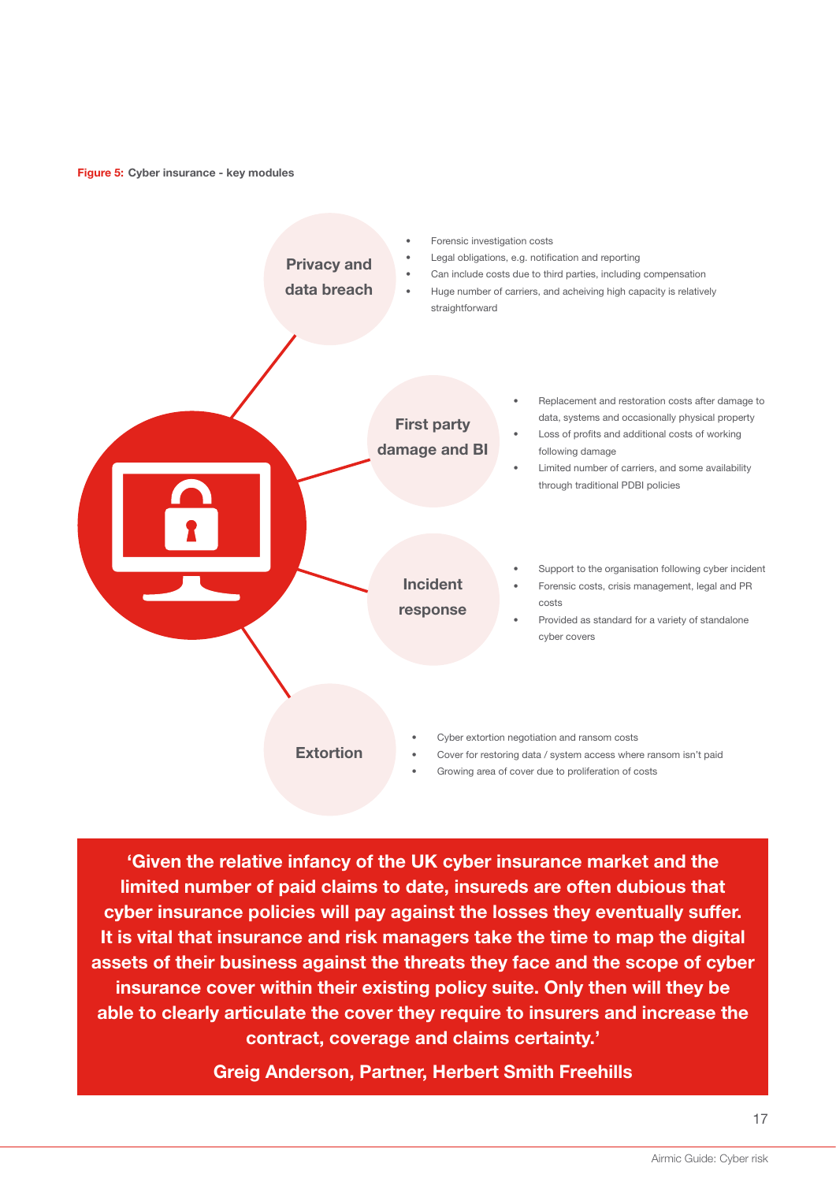**Figure 5:** Cyber insurance - key modules

**Privacy and data breach**

- Forensic investigation costs
- Legal obligations, e.g. notification and reporting
- Can include costs due to third parties, including compensation
- Huge number of carriers, and acheiving high capacity is relatively straightforward

**First party damage and BI**

- Replacement and restoration costs after damage to data, systems and occasionally physical property
- Loss of profits and additional costs of working following damage
- Limited number of carriers, and some availability through traditional PDBI policies

**Incident response**

- Support to the organisation following cyber incident
- Forensic costs, crisis management, legal and PR costs
- Provided as standard for a variety of standalone cyber covers

**Extortion**

- Cyber extortion negotiation and ransom costs
- Cover for restoring data / system access where ransom isn't paid
- Growing area of cover due to proliferation of costs

> **'Given the relative infancy of the UK cyber insurance market and the limited number of paid claims to date, insureds are often dubious that cyber insurance policies will pay against the losses they eventually suffer. It is vital that insurance and risk managers take the time to map the digital assets of their business against the threats they face and the scope of cyber insurance cover within their existing policy suite. Only then will they be able to clearly articulate the cover they require to insurers and increase the contract, coverage and claims certainty.'**
>
> **Greig Anderson, Partner, Herbert Smith Freehills**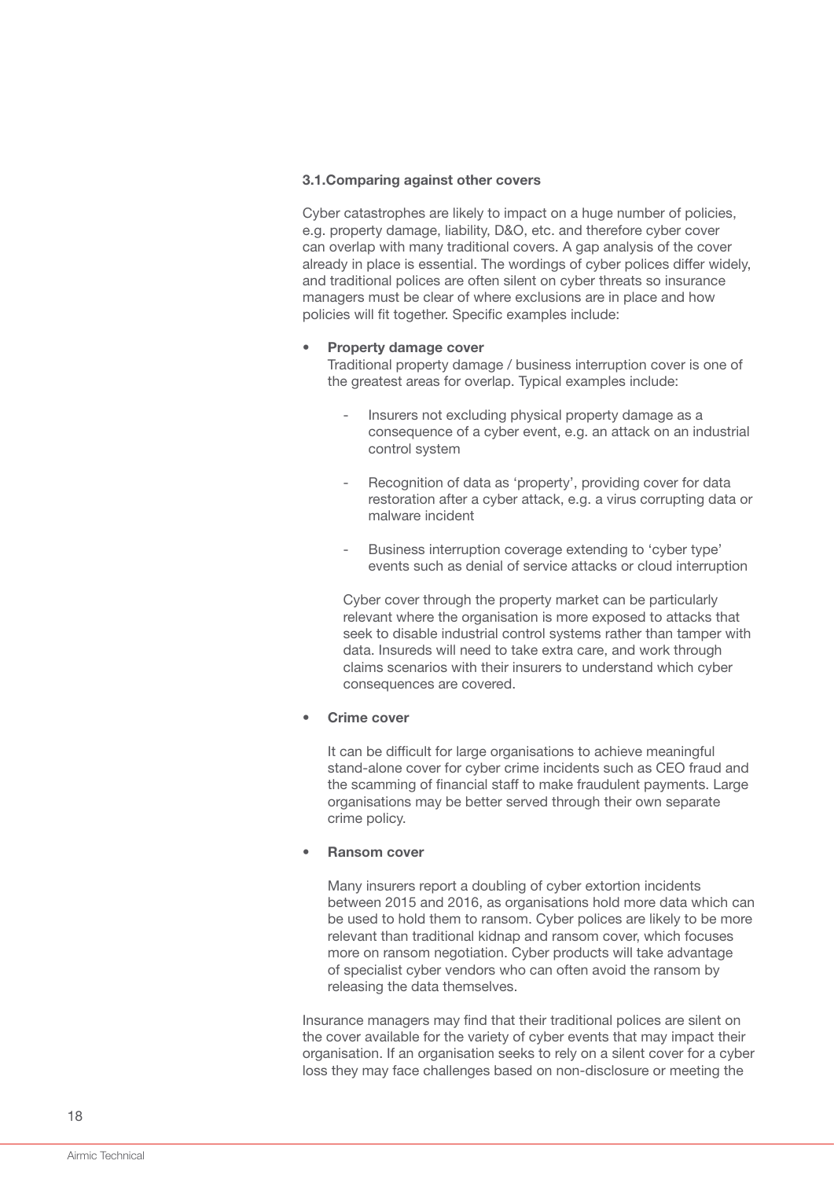### 3.1.Comparing against other covers

Cyber catastrophes are likely to impact on a huge number of policies, e.g. property damage, liability, D&O, etc. and therefore cyber cover can overlap with many traditional covers. A gap analysis of the cover already in place is essential. The wordings of cyber polices differ widely, and traditional polices are often silent on cyber threats so insurance managers must be clear of where exclusions are in place and how policies will fit together. Specific examples include:

- **Property damage cover**
  Traditional property damage / business interruption cover is one of the greatest areas for overlap. Typical examples include:

  - Insurers not excluding physical property damage as a consequence of a cyber event, e.g. an attack on an industrial control system

  - Recognition of data as 'property', providing cover for data restoration after a cyber attack, e.g. a virus corrupting data or malware incident

  - Business interruption coverage extending to 'cyber type' events such as denial of service attacks or cloud interruption

  Cyber cover through the property market can be particularly relevant where the organisation is more exposed to attacks that seek to disable industrial control systems rather than tamper with data. Insureds will need to take extra care, and work through claims scenarios with their insurers to understand which cyber consequences are covered.

- **Crime cover**

  It can be difficult for large organisations to achieve meaningful stand-alone cover for cyber crime incidents such as CEO fraud and the scamming of financial staff to make fraudulent payments. Large organisations may be better served through their own separate crime policy.

- **Ransom cover**

  Many insurers report a doubling of cyber extortion incidents between 2015 and 2016, as organisations hold more data which can be used to hold them to ransom. Cyber polices are likely to be more relevant than traditional kidnap and ransom cover, which focuses more on ransom negotiation. Cyber products will take advantage of specialist cyber vendors who can often avoid the ransom by releasing the data themselves.

Insurance managers may find that their traditional polices are silent on the cover available for the variety of cyber events that may impact their organisation. If an organisation seeks to rely on a silent cover for a cyber loss they may face challenges based on non-disclosure or meeting the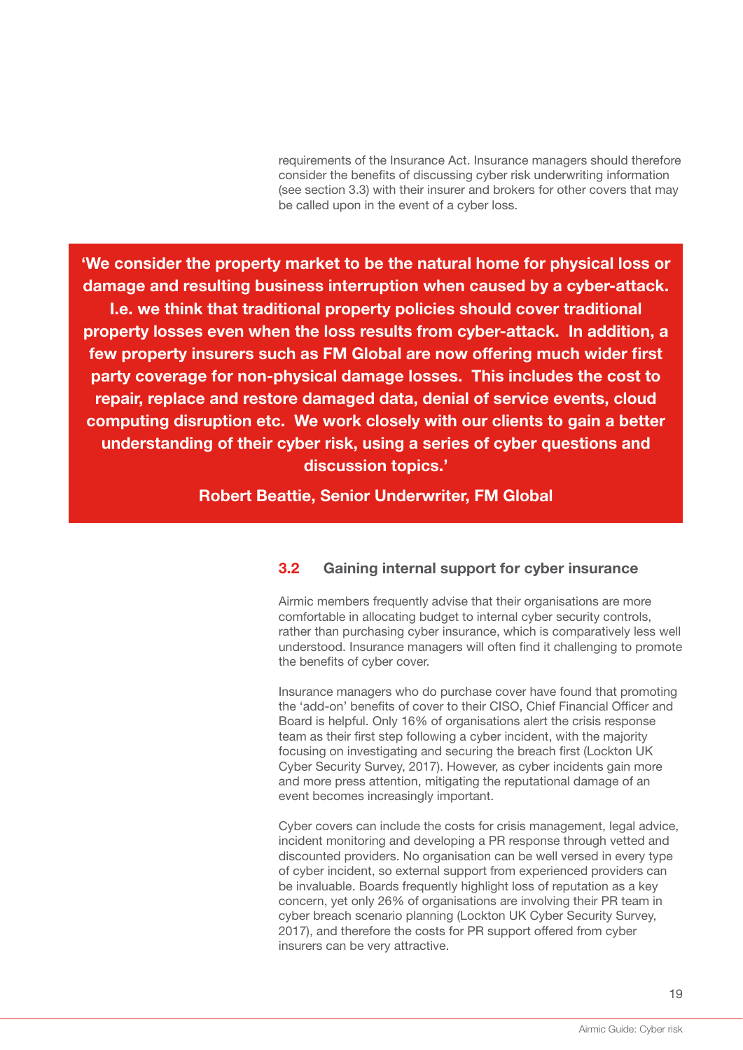requirements of the Insurance Act. Insurance managers should therefore consider the benefits of discussing cyber risk underwriting information (see section 3.3) with their insurer and brokers for other covers that may be called upon in the event of a cyber loss.

> **'We consider the property market to be the natural home for physical loss or damage and resulting business interruption when caused by a cyber-attack. I.e. we think that traditional property policies should cover traditional property losses even when the loss results from cyber-attack. In addition, a few property insurers such as FM Global are now offering much wider first party coverage for non-physical damage losses. This includes the cost to repair, replace and restore damaged data, denial of service events, cloud computing disruption etc. We work closely with our clients to gain a better understanding of their cyber risk, using a series of cyber questions and discussion topics.'**
>
> **Robert Beattie, Senior Underwriter, FM Global**

## 3.2 Gaining internal support for cyber insurance

Airmic members frequently advise that their organisations are more comfortable in allocating budget to internal cyber security controls, rather than purchasing cyber insurance, which is comparatively less well understood. Insurance managers will often find it challenging to promote the benefits of cyber cover.

Insurance managers who do purchase cover have found that promoting the 'add-on' benefits of cover to their CISO, Chief Financial Officer and Board is helpful. Only 16% of organisations alert the crisis response team as their first step following a cyber incident, with the majority focusing on investigating and securing the breach first (Lockton UK Cyber Security Survey, 2017). However, as cyber incidents gain more and more press attention, mitigating the reputational damage of an event becomes increasingly important.

Cyber covers can include the costs for crisis management, legal advice, incident monitoring and developing a PR response through vetted and discounted providers. No organisation can be well versed in every type of cyber incident, so external support from experienced providers can be invaluable. Boards frequently highlight loss of reputation as a key concern, yet only 26% of organisations are involving their PR team in cyber breach scenario planning (Lockton UK Cyber Security Survey, 2017), and therefore the costs for PR support offered from cyber insurers can be very attractive.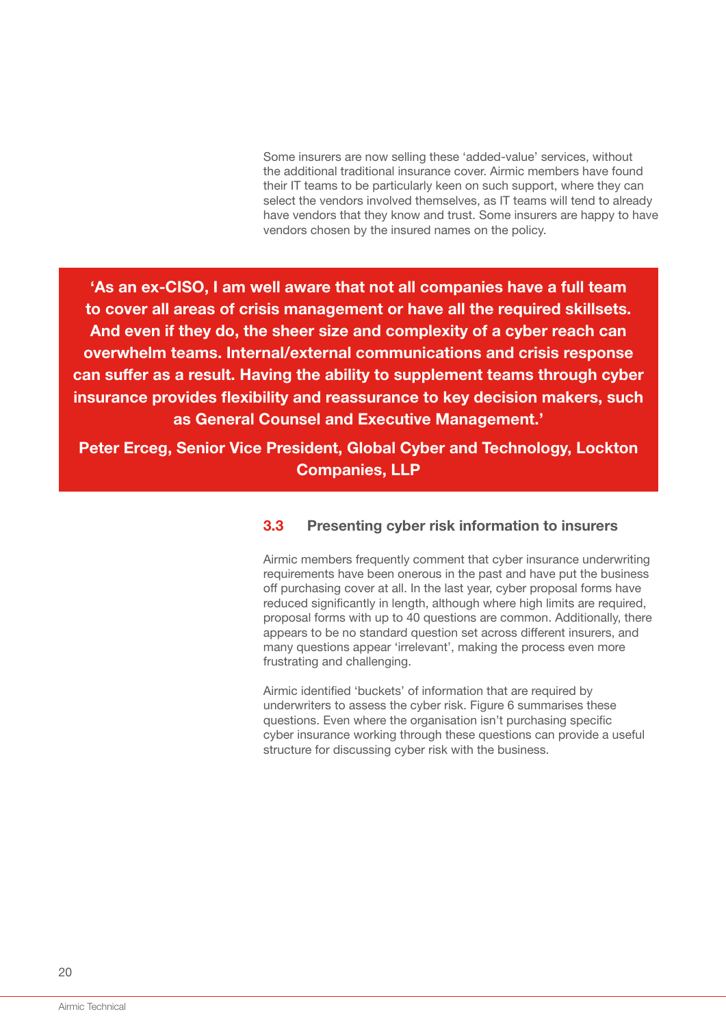Some insurers are now selling these 'added-value' services, without the additional traditional insurance cover. Airmic members have found their IT teams to be particularly keen on such support, where they can select the vendors involved themselves, as IT teams will tend to already have vendors that they know and trust. Some insurers are happy to have vendors chosen by the insured names on the policy.

> **'As an ex-CISO, I am well aware that not all companies have a full team to cover all areas of crisis management or have all the required skillsets. And even if they do, the sheer size and complexity of a cyber reach can overwhelm teams. Internal/external communications and crisis response can suffer as a result. Having the ability to supplement teams through cyber insurance provides flexibility and reassurance to key decision makers, such as General Counsel and Executive Management.'**
>
> **Peter Erceg, Senior Vice President, Global Cyber and Technology, Lockton Companies, LLP**

### 3.3 Presenting cyber risk information to insurers

Airmic members frequently comment that cyber insurance underwriting requirements have been onerous in the past and have put the business off purchasing cover at all. In the last year, cyber proposal forms have reduced significantly in length, although where high limits are required, proposal forms with up to 40 questions are common. Additionally, there appears to be no standard question set across different insurers, and many questions appear 'irrelevant', making the process even more frustrating and challenging.

Airmic identified 'buckets' of information that are required by underwriters to assess the cyber risk. Figure 6 summarises these questions. Even where the organisation isn't purchasing specific cyber insurance working through these questions can provide a useful structure for discussing cyber risk with the business.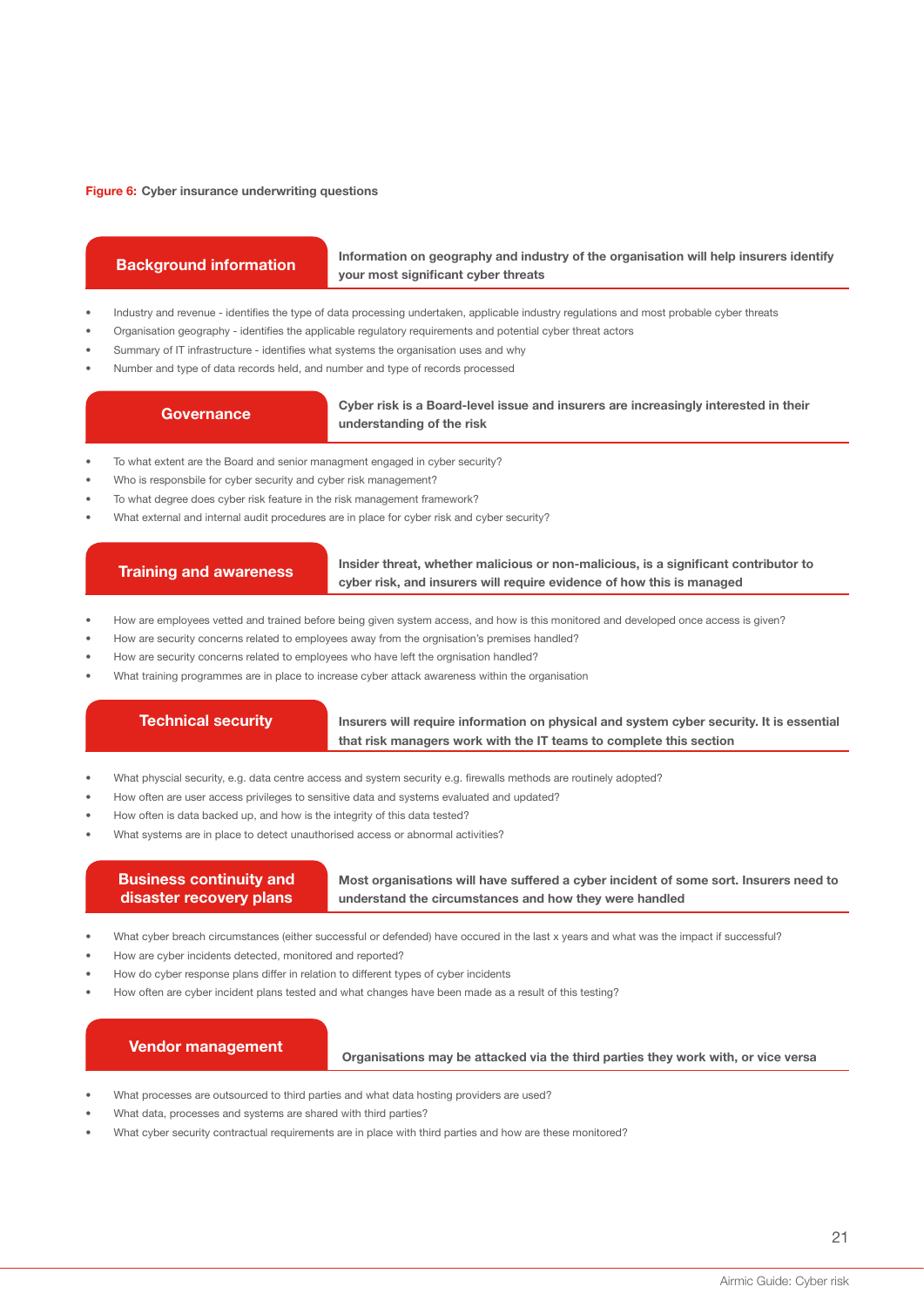**Figure 6:** **Cyber insurance underwriting questions**

## Background information

**Information on geography and industry of the organisation will help insurers identify your most significant cyber threats**

- Industry and revenue - identifies the type of data processing undertaken, applicable industry regulations and most probable cyber threats
- Organisation geography - identifies the applicable regulatory requirements and potential cyber threat actors
- Summary of IT infrastructure - identifies what systems the organisation uses and why
- Number and type of data records held, and number and type of records processed

## Governance

**Cyber risk is a Board-level issue and insurers are increasingly interested in their understanding of the risk**

- To what extent are the Board and senior managment engaged in cyber security?
- Who is responsbile for cyber security and cyber risk management?
- To what degree does cyber risk feature in the risk management framework?
- What external and internal audit procedures are in place for cyber risk and cyber security?

## Training and awareness

**Insider threat, whether malicious or non-malicious, is a significant contributor to cyber risk, and insurers will require evidence of how this is managed**

- How are employees vetted and trained before being given system access, and how is this monitored and developed once access is given?
- How are security concerns related to employees away from the orgnisation's premises handled?
- How are security concerns related to employees who have left the orgnisation handled?
- What training programmes are in place to increase cyber attack awareness within the organisation

## Technical security

**Insurers will require information on physical and system cyber security. It is essential that risk managers work with the IT teams to complete this section**

- What physcial security, e.g. data centre access and system security e.g. firewalls methods are routinely adopted?
- How often are user access privileges to sensitive data and systems evaluated and updated?
- How often is data backed up, and how is the integrity of this data tested?
- What systems are in place to detect unauthorised access or abnormal activities?

## Business continuity and disaster recovery plans

**Most organisations will have suffered a cyber incident of some sort. Insurers need to understand the circumstances and how they were handled**

- What cyber breach circumstances (either successful or defended) have occured in the last x years and what was the impact if successful?
- How are cyber incidents detected, monitored and reported?
- How do cyber response plans differ in relation to different types of cyber incidents
- How often are cyber incident plans tested and what changes have been made as a result of this testing?

## Vendor management

**Organisations may be attacked via the third parties they work with, or vice versa**

- What processes are outsourced to third parties and what data hosting providers are used?
- What data, processes and systems are shared with third parties?
- What cyber security contractual requirements are in place with third parties and how are these monitored?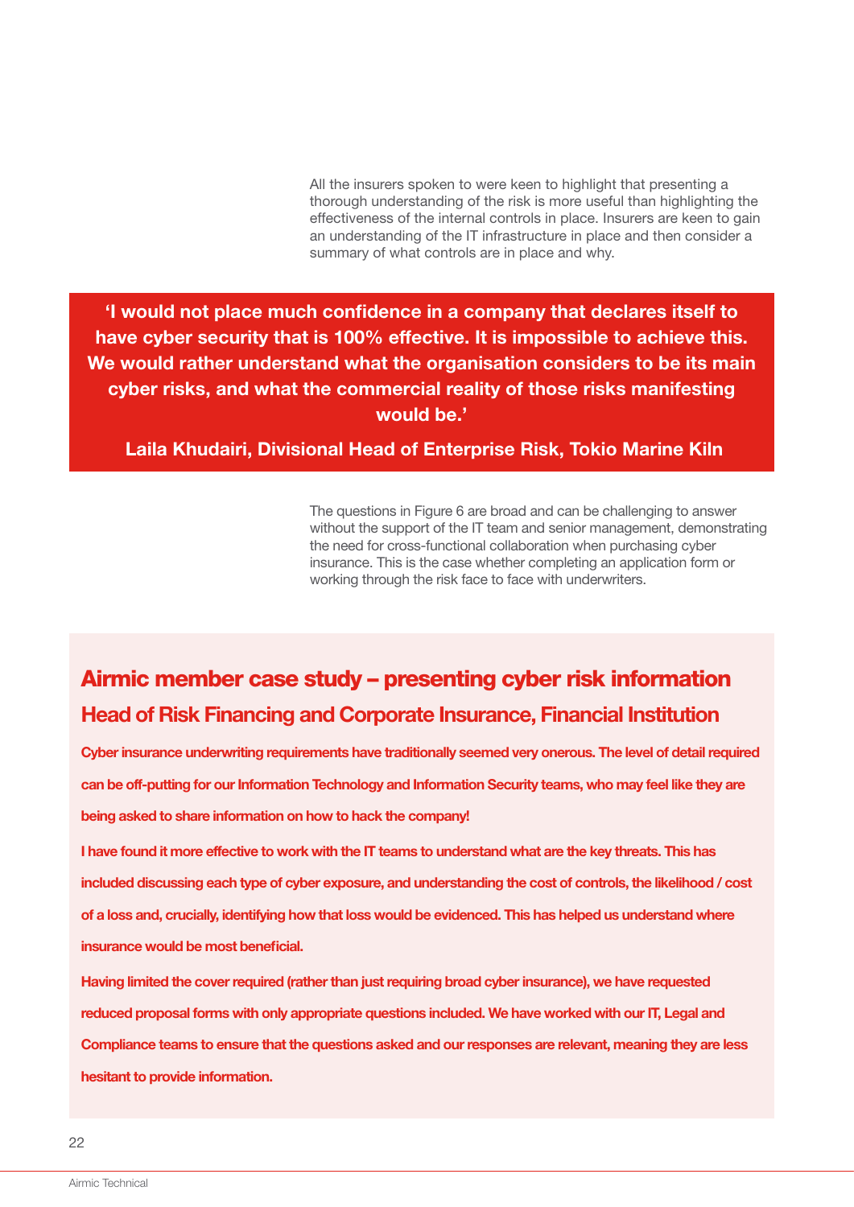All the insurers spoken to were keen to highlight that presenting a thorough understanding of the risk is more useful than highlighting the effectiveness of the internal controls in place. Insurers are keen to gain an understanding of the IT infrastructure in place and then consider a summary of what controls are in place and why.

> **'I would not place much confidence in a company that declares itself to have cyber security that is 100% effective. It is impossible to achieve this. We would rather understand what the organisation considers to be its main cyber risks, and what the commercial reality of those risks manifesting would be.'**
>
> **Laila Khudairi, Divisional Head of Enterprise Risk, Tokio Marine Kiln**

The questions in Figure 6 are broad and can be challenging to answer without the support of the IT team and senior management, demonstrating the need for cross-functional collaboration when purchasing cyber insurance. This is the case whether completing an application form or working through the risk face to face with underwriters.

## Airmic member case study – presenting cyber risk information

### Head of Risk Financing and Corporate Insurance, Financial Institution

**Cyber insurance underwriting requirements have traditionally seemed very onerous. The level of detail required can be off-putting for our Information Technology and Information Security teams, who may feel like they are being asked to share information on how to hack the company!**

**I have found it more effective to work with the IT teams to understand what are the key threats. This has included discussing each type of cyber exposure, and understanding the cost of controls, the likelihood / cost of a loss and, crucially, identifying how that loss would be evidenced. This has helped us understand where insurance would be most beneficial.**

**Having limited the cover required (rather than just requiring broad cyber insurance), we have requested reduced proposal forms with only appropriate questions included. We have worked with our IT, Legal and Compliance teams to ensure that the questions asked and our responses are relevant, meaning they are less hesitant to provide information.**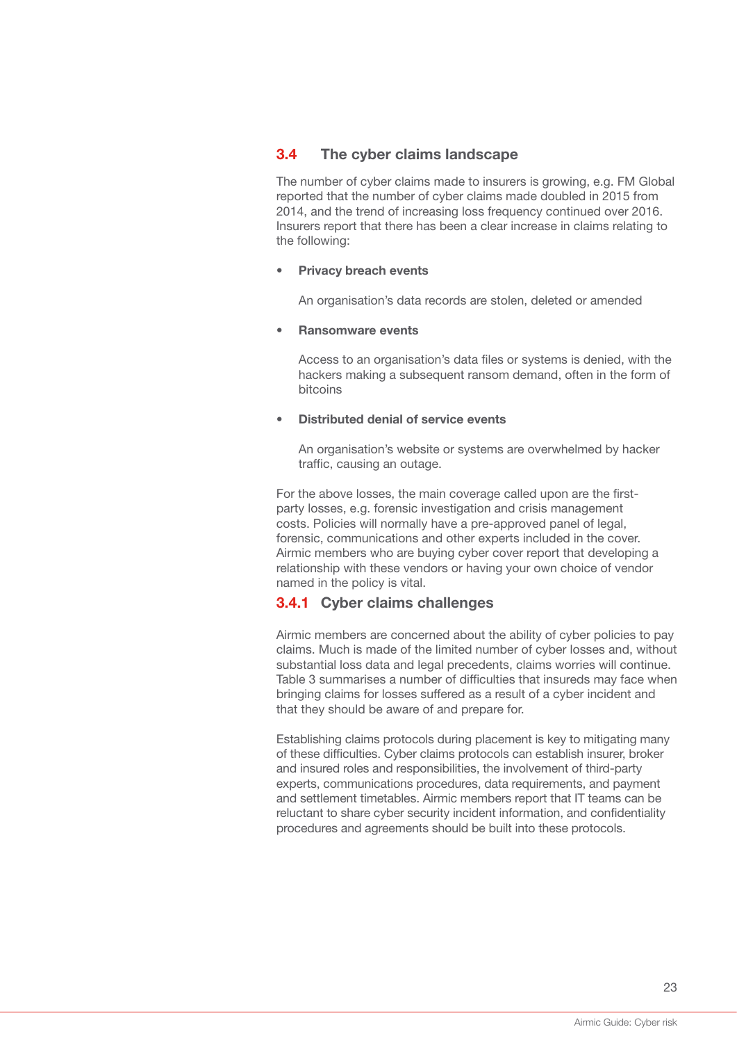## 3.4 The cyber claims landscape

The number of cyber claims made to insurers is growing, e.g. FM Global reported that the number of cyber claims made doubled in 2015 from 2014, and the trend of increasing loss frequency continued over 2016. Insurers report that there has been a clear increase in claims relating to the following:

- **Privacy breach events**

  An organisation's data records are stolen, deleted or amended

- **Ransomware events**

  Access to an organisation's data files or systems is denied, with the hackers making a subsequent ransom demand, often in the form of bitcoins

- **Distributed denial of service events**

  An organisation's website or systems are overwhelmed by hacker traffic, causing an outage.

For the above losses, the main coverage called upon are the first-party losses, e.g. forensic investigation and crisis management costs. Policies will normally have a pre-approved panel of legal, forensic, communications and other experts included in the cover. Airmic members who are buying cyber cover report that developing a relationship with these vendors or having your own choice of vendor named in the policy is vital.

### 3.4.1 Cyber claims challenges

Airmic members are concerned about the ability of cyber policies to pay claims. Much is made of the limited number of cyber losses and, without substantial loss data and legal precedents, claims worries will continue. Table 3 summarises a number of difficulties that insureds may face when bringing claims for losses suffered as a result of a cyber incident and that they should be aware of and prepare for.

Establishing claims protocols during placement is key to mitigating many of these difficulties. Cyber claims protocols can establish insurer, broker and insured roles and responsibilities, the involvement of third-party experts, communications procedures, data requirements, and payment and settlement timetables. Airmic members report that IT teams can be reluctant to share cyber security incident information, and confidentiality procedures and agreements should be built into these protocols.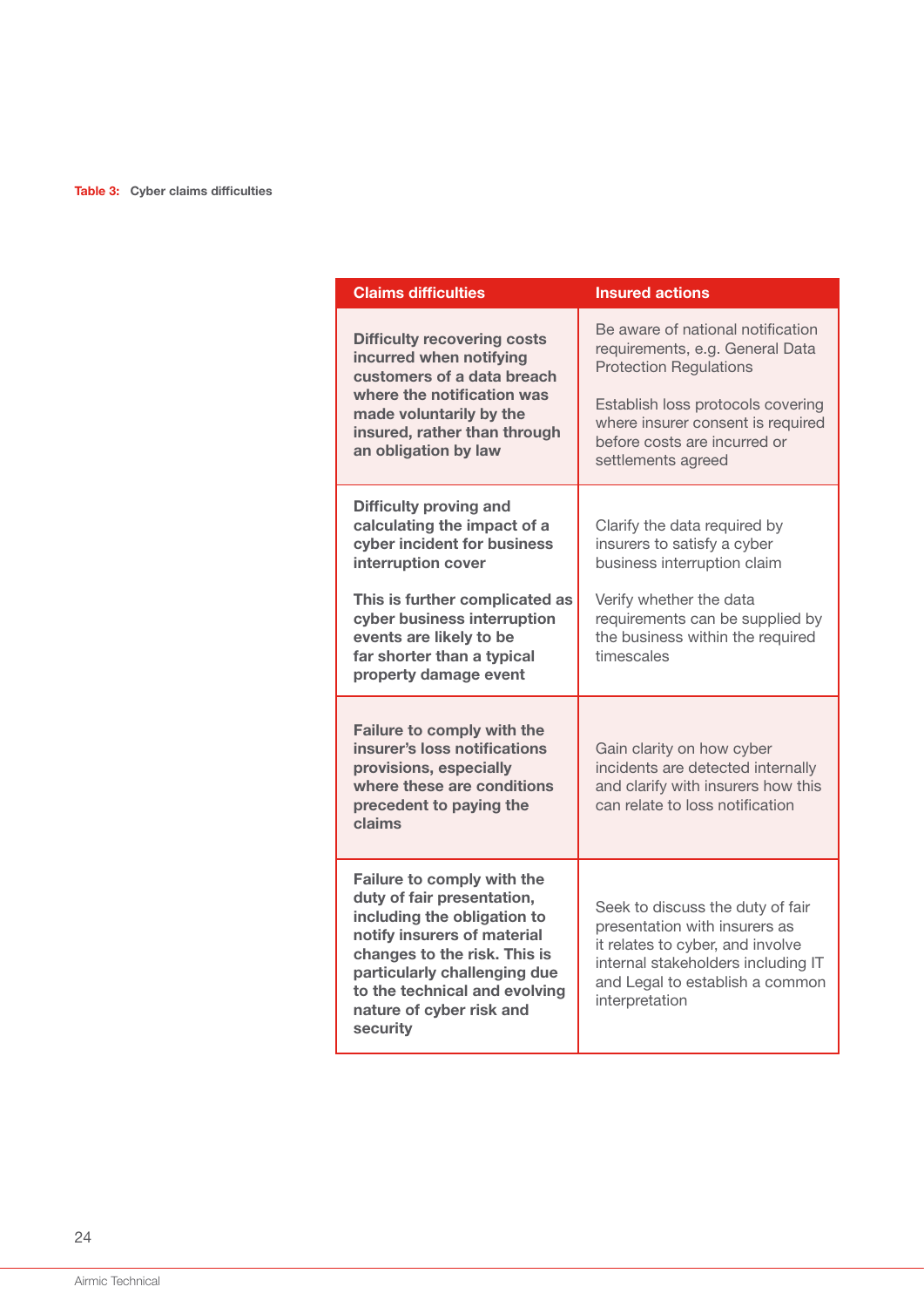**Table 3:** Cyber claims difficulties

| Claims difficulties | Insured actions |
| --- | --- |
| **Difficulty recovering costs incurred when notifying customers of a data breach where the notification was made voluntarily by the insured, rather than through an obligation by law** | Be aware of national notification requirements, e.g. General Data Protection Regulations<br><br>Establish loss protocols covering where insurer consent is required before costs are incurred or settlements agreed |
| **Difficulty proving and calculating the impact of a cyber incident for business interruption cover**<br><br>**This is further complicated as cyber business interruption events are likely to be far shorter than a typical property damage event** | Clarify the data required by insurers to satisfy a cyber business interruption claim<br><br>Verify whether the data requirements can be supplied by the business within the required timescales |
| **Failure to comply with the insurer's loss notifications provisions, especially where these are conditions precedent to paying the claims** | Gain clarity on how cyber incidents are detected internally and clarify with insurers how this can relate to loss notification |
| **Failure to comply with the duty of fair presentation, including the obligation to notify insurers of material changes to the risk. This is particularly challenging due to the technical and evolving nature of cyber risk and security** | Seek to discuss the duty of fair presentation with insurers as it relates to cyber, and involve internal stakeholders including IT and Legal to establish a common interpretation |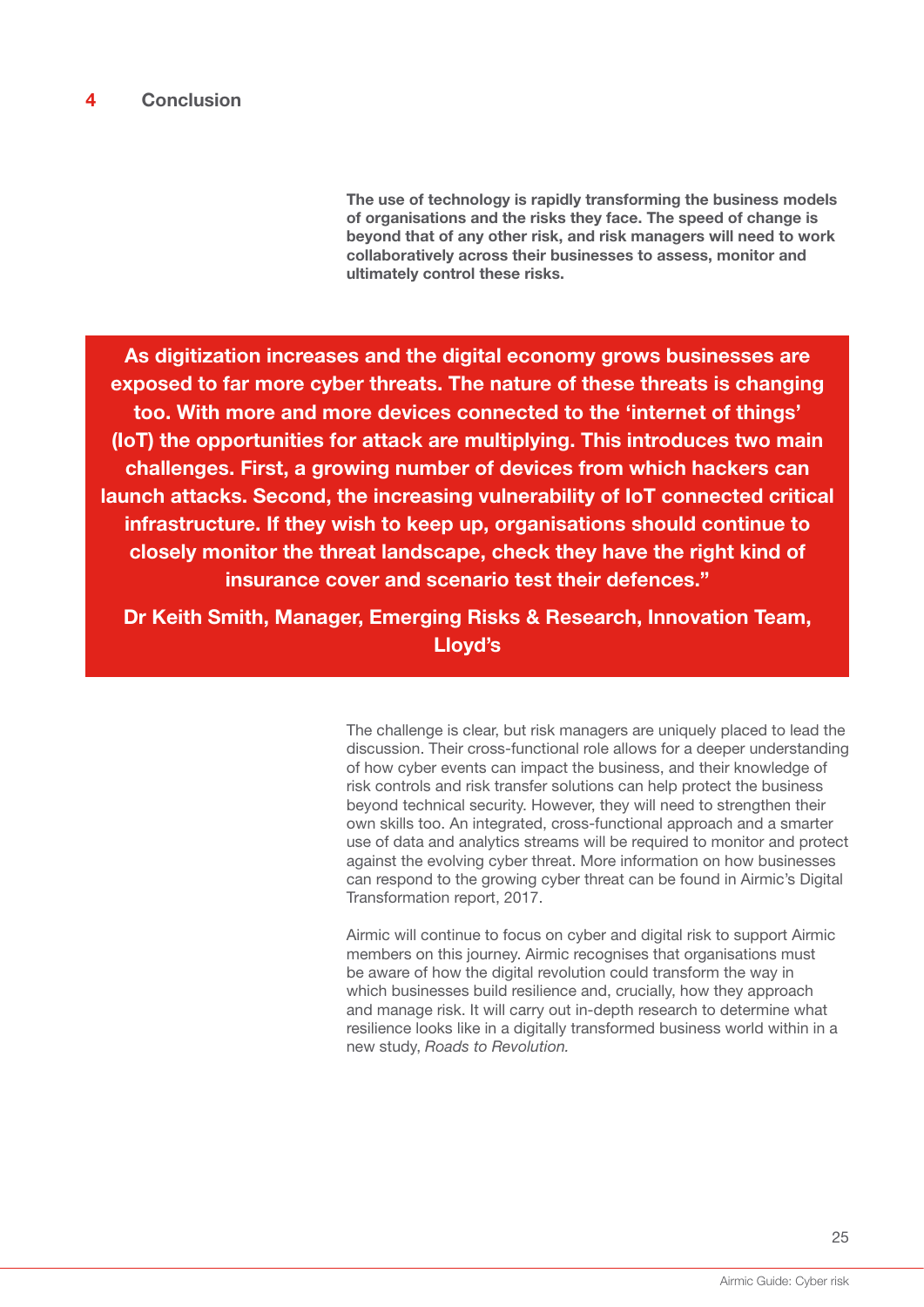## 4 Conclusion

**The use of technology is rapidly transforming the business models of organisations and the risks they face. The speed of change is beyond that of any other risk, and risk managers will need to work collaboratively across their businesses to assess, monitor and ultimately control these risks.**

**As digitization increases and the digital economy grows businesses are exposed to far more cyber threats. The nature of these threats is changing too. With more and more devices connected to the 'internet of things' (IoT) the opportunities for attack are multiplying. This introduces two main challenges. First, a growing number of devices from which hackers can launch attacks. Second, the increasing vulnerability of IoT connected critical infrastructure. If they wish to keep up, organisations should continue to closely monitor the threat landscape, check they have the right kind of insurance cover and scenario test their defences."**

**Dr Keith Smith, Manager, Emerging Risks & Research, Innovation Team, Lloyd's**

The challenge is clear, but risk managers are uniquely placed to lead the discussion. Their cross-functional role allows for a deeper understanding of how cyber events can impact the business, and their knowledge of risk controls and risk transfer solutions can help protect the business beyond technical security. However, they will need to strengthen their own skills too. An integrated, cross-functional approach and a smarter use of data and analytics streams will be required to monitor and protect against the evolving cyber threat. More information on how businesses can respond to the growing cyber threat can be found in Airmic's Digital Transformation report, 2017.

Airmic will continue to focus on cyber and digital risk to support Airmic members on this journey. Airmic recognises that organisations must be aware of how the digital revolution could transform the way in which businesses build resilience and, crucially, how they approach and manage risk. It will carry out in-depth research to determine what resilience looks like in a digitally transformed business world within in a new study, *Roads to Revolution*.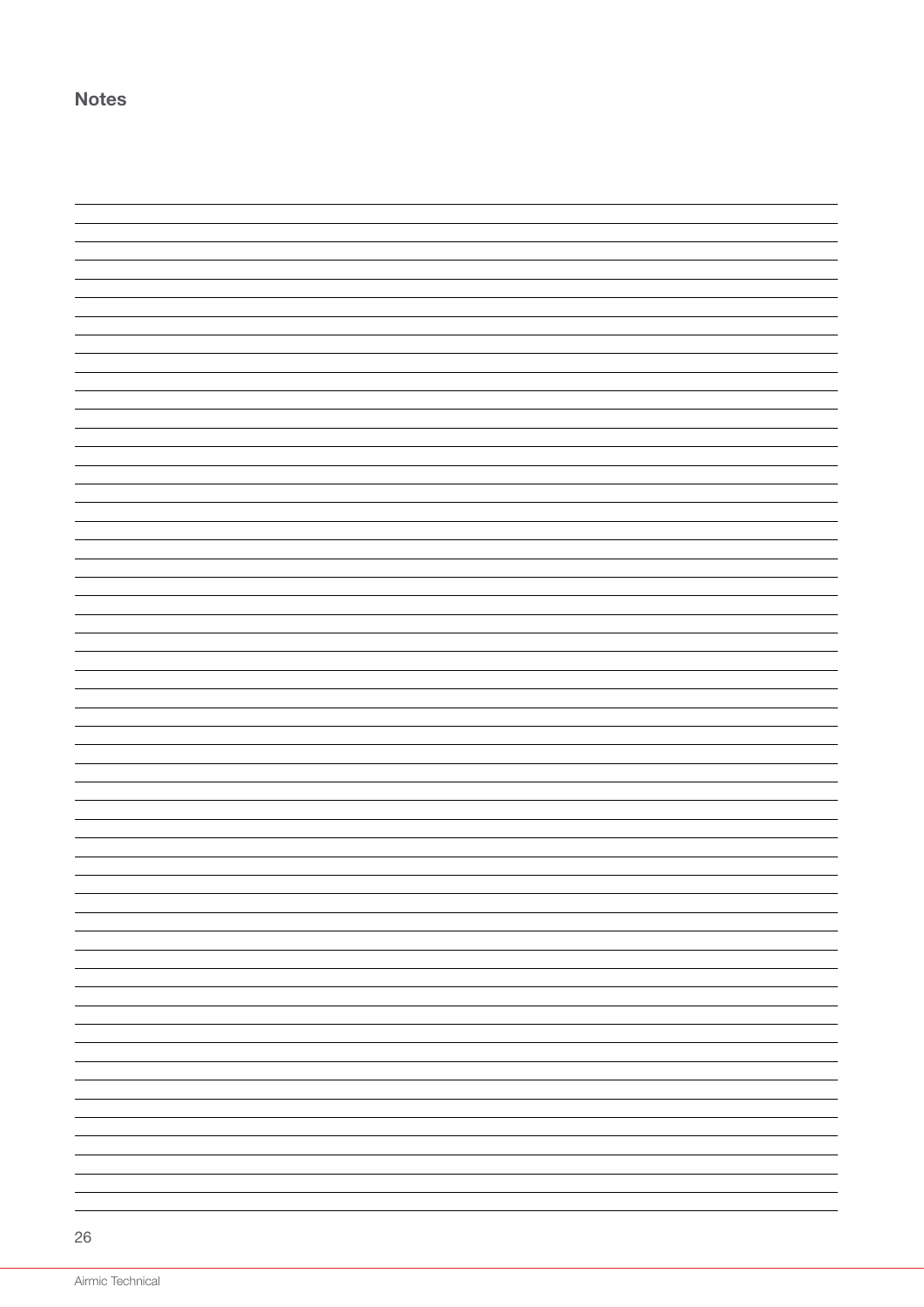## Notes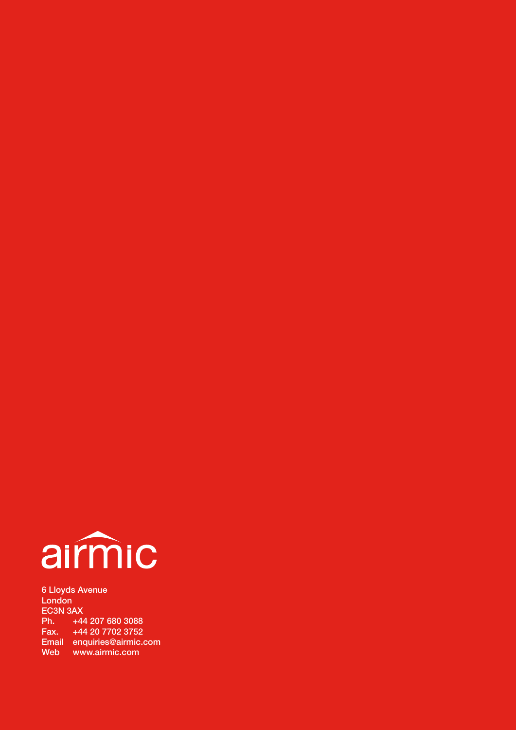airmic

6 Lloyds Avenue
London
EC3N 3AX
Ph. +44 207 680 3088
Fax. +44 20 7702 3752
Email enquiries@airmic.com
Web www.airmic.com